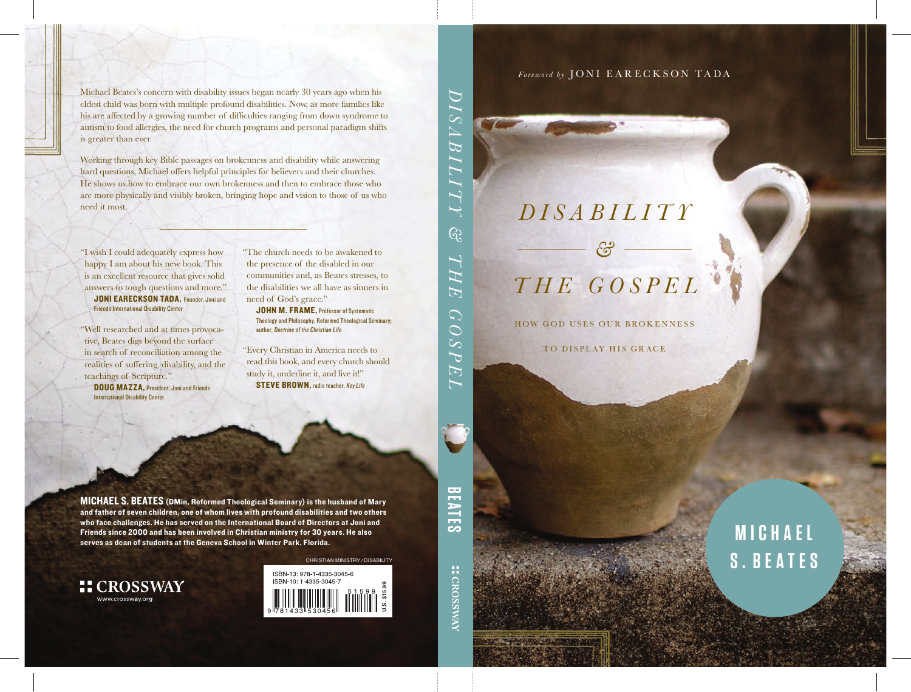*Foreword by* JONI EARECKSON TADA

# *DISABILITY & THE GOSPEL*

HOW GOD USES OUR BROKENNESS TO DISPLAY HIS GRACE

**MICHAEL S. BEATES**

---

Michael Beates's concern with disability issues began nearly 30 years ago when his eldest child was born with multiple profound disabilities. Now, as more families like his are affected by a growing number of difficulties ranging from down syndrome to autism to food allergies, the need for church programs and personal paradigm shifts is greater than ever.

Working through key Bible passages on brokenness and disability while answering hard questions, Michael offers helpful principles for believers and their churches. He shows us how to embrace our own brokenness and then to embrace those who are more physically and visibly broken, bringing hope and vision to those of us who need it most.

"I wish I could adequately express how happy I am about his new book. This is an excellent resource that gives solid answers to tough questions and more."
**JONI EARECKSON TADA,** Founder, Joni and Friends International Disability Center

"Well researched and at times provocative, Beates digs beyond the surface in search of reconciliation among the realities of suffering, disability, and the teachings of Scripture."
**DOUG MAZZA,** President, Joni and Friends International Disability Center

"The church needs to be awakened to the presence of the disabled in our communities and, as Beates stresses, to the disabilities we all have as sinners in need of God's grace."
**JOHN M. FRAME,** Professor of Systematic Theology and Philosophy, Reformed Theological Seminary; author, *Doctrine of the Christian Life*

"Every Christian in America needs to read this book, and every church should study it, underline it, and live it!"
**STEVE BROWN,** radio teacher, *Key Life*

**MICHAEL S. BEATES (DMin, Reformed Theological Seminary) is the husband of Mary and father of seven children, one of whom lives with profound disabilities and two others who face challenges. He has served on the International Board of Directors at Joni and Friends since 2000 and has been involved in Christian ministry for 30 years. He also serves as dean of students at the Geneva School in Winter Park, Florida.**

CROSSWAY
www.crossway.org

CHRISTIAN MINISTRY / DISABILITY

ISBN-13: 978-1-4335-3045-6
ISBN-10: 1-4335-3045-7

U.S. $15.99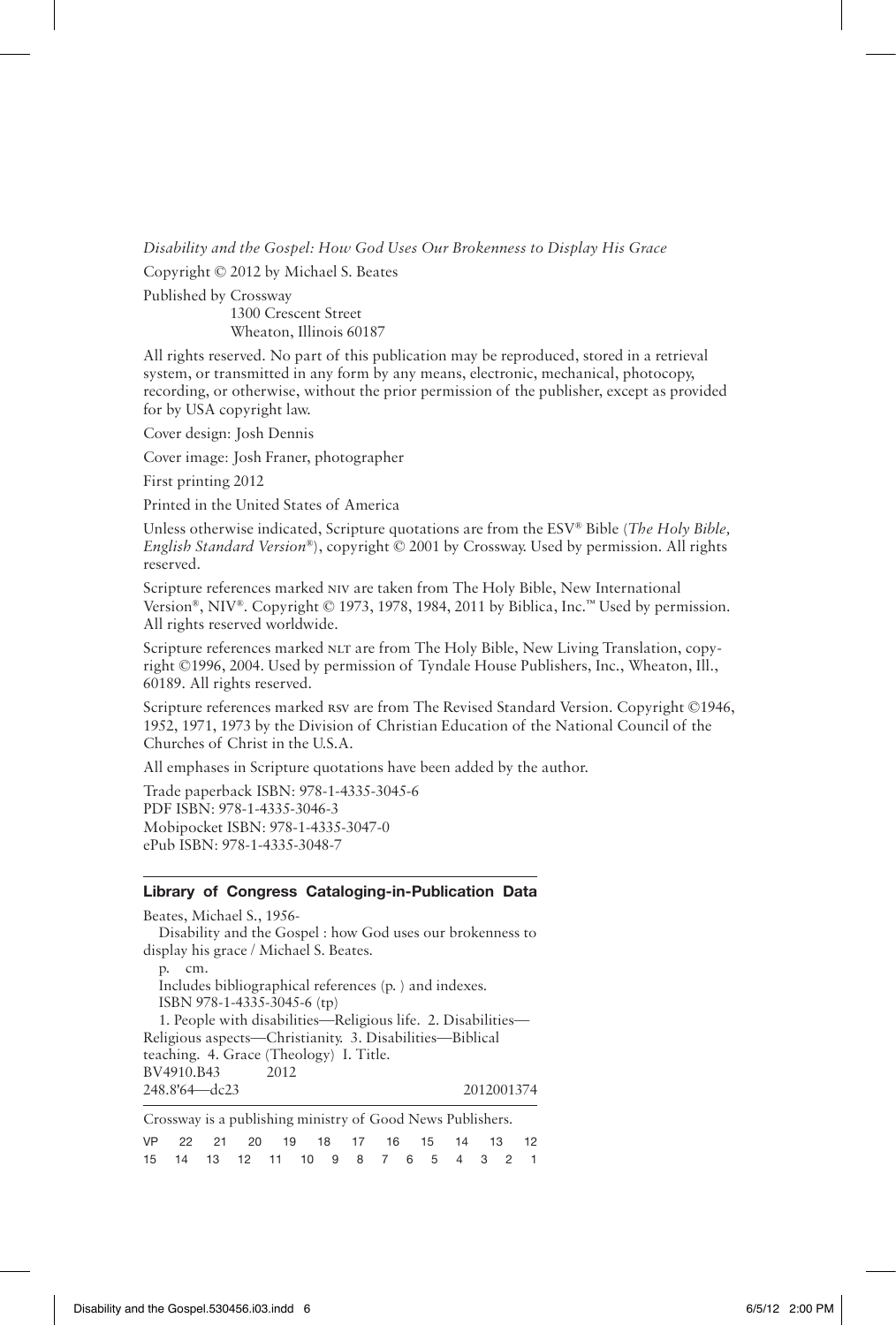*Disability and the Gospel: How God Uses Our Brokenness to Display His Grace*

Copyright © 2012 by Michael S. Beates

Published by Crossway
1300 Crescent Street
Wheaton, Illinois 60187

All rights reserved. No part of this publication may be reproduced, stored in a retrieval system, or transmitted in any form by any means, electronic, mechanical, photocopy, recording, or otherwise, without the prior permission of the publisher, except as provided for by USA copyright law.

Cover design: Josh Dennis

Cover image: Josh Franer, photographer

First printing 2012

Printed in the United States of America

Unless otherwise indicated, Scripture quotations are from the ESV® Bible (*The Holy Bible, English Standard Version*®), copyright © 2001 by Crossway. Used by permission. All rights reserved.

Scripture references marked NIV are taken from The Holy Bible, New International Version®, NIV®. Copyright © 1973, 1978, 1984, 2011 by Biblica, Inc.™ Used by permission. All rights reserved worldwide.

Scripture references marked NLT are from The Holy Bible, New Living Translation, copyright ©1996, 2004. Used by permission of Tyndale House Publishers, Inc., Wheaton, Ill., 60189. All rights reserved.

Scripture references marked RSV are from The Revised Standard Version. Copyright ©1946, 1952, 1971, 1973 by the Division of Christian Education of the National Council of the Churches of Christ in the U.S.A.

All emphases in Scripture quotations have been added by the author.

Trade paperback ISBN: 978-1-4335-3045-6
PDF ISBN: 978-1-4335-3046-3
Mobipocket ISBN: 978-1-4335-3047-0
ePub ISBN: 978-1-4335-3048-7

**Library of Congress Cataloging-in-Publication Data**

Beates, Michael S., 1956-
Disability and the Gospel : how God uses our brokenness to display his grace / Michael S. Beates.
p. cm.
Includes bibliographical references (p. ) and indexes.
ISBN 978-1-4335-3045-6 (tp)
1. People with disabilities—Religious life. 2. Disabilities—Religious aspects—Christianity. 3. Disabilities—Biblical teaching. 4. Grace (Theology) I. Title.
BV4910.B43 2012
248.8'64—dc23 2012001374

Crossway is a publishing ministry of Good News Publishers.

VP 22 21 20 19 18 17 16 15 14 13 12
15 14 13 12 11 10 9 8 7 6 5 4 3 2 1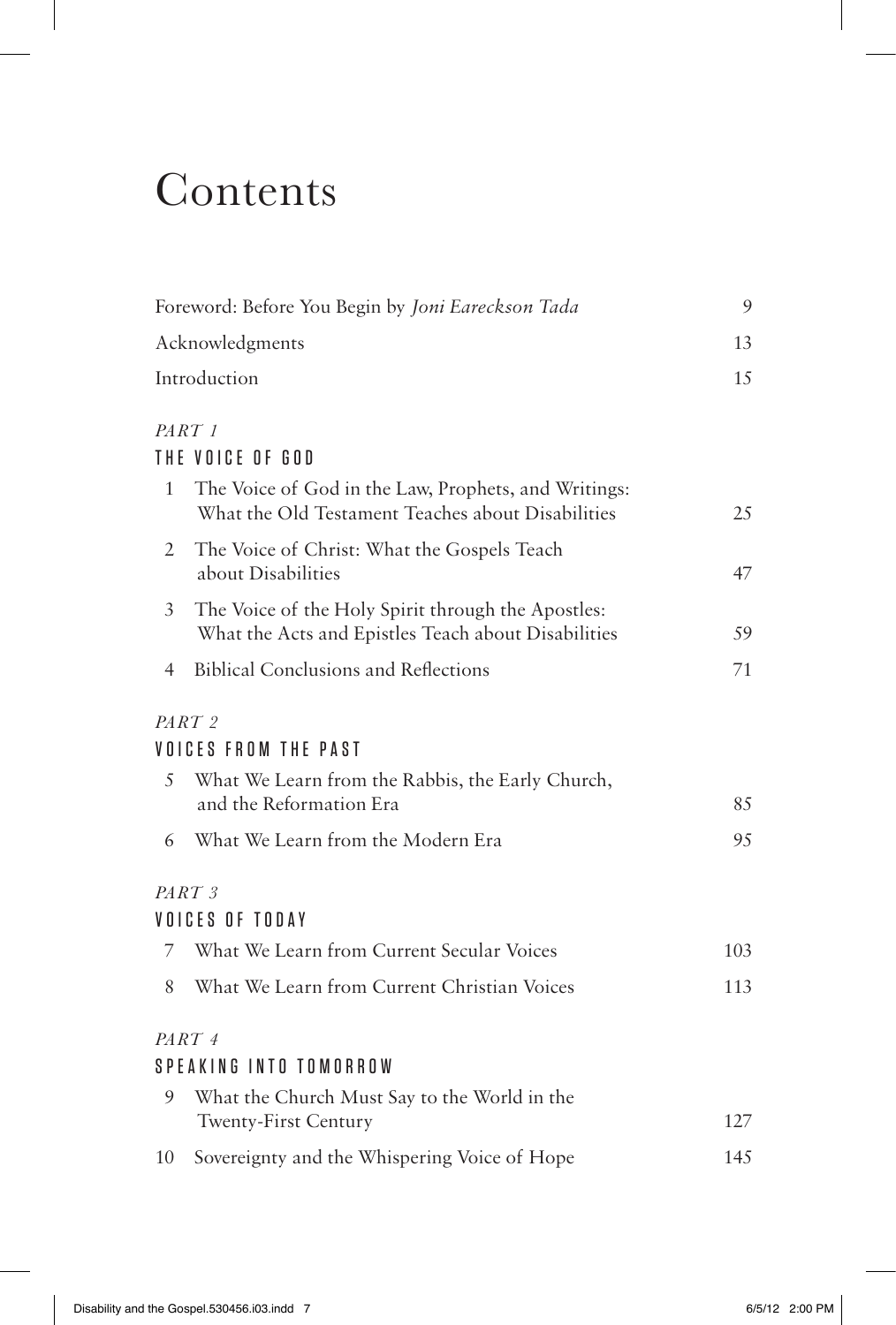# Contents

Foreword: Before You Begin by *Joni Eareckson Tada* 9

Acknowledgments 13

Introduction 15

*PART 1*

## THE VOICE OF GOD

1 The Voice of God in the Law, Prophets, and Writings: What the Old Testament Teaches about Disabilities 25

2 The Voice of Christ: What the Gospels Teach about Disabilities 47

3 The Voice of the Holy Spirit through the Apostles: What the Acts and Epistles Teach about Disabilities 59

4 Biblical Conclusions and Reflections 71

*PART 2*

## VOICES FROM THE PAST

5 What We Learn from the Rabbis, the Early Church, and the Reformation Era 85

6 What We Learn from the Modern Era 95

*PART 3*

## VOICES OF TODAY

7 What We Learn from Current Secular Voices 103

8 What We Learn from Current Christian Voices 113

*PART 4*

## SPEAKING INTO TOMORROW

9 What the Church Must Say to the World in the Twenty-First Century 127

10 Sovereignty and the Whispering Voice of Hope 145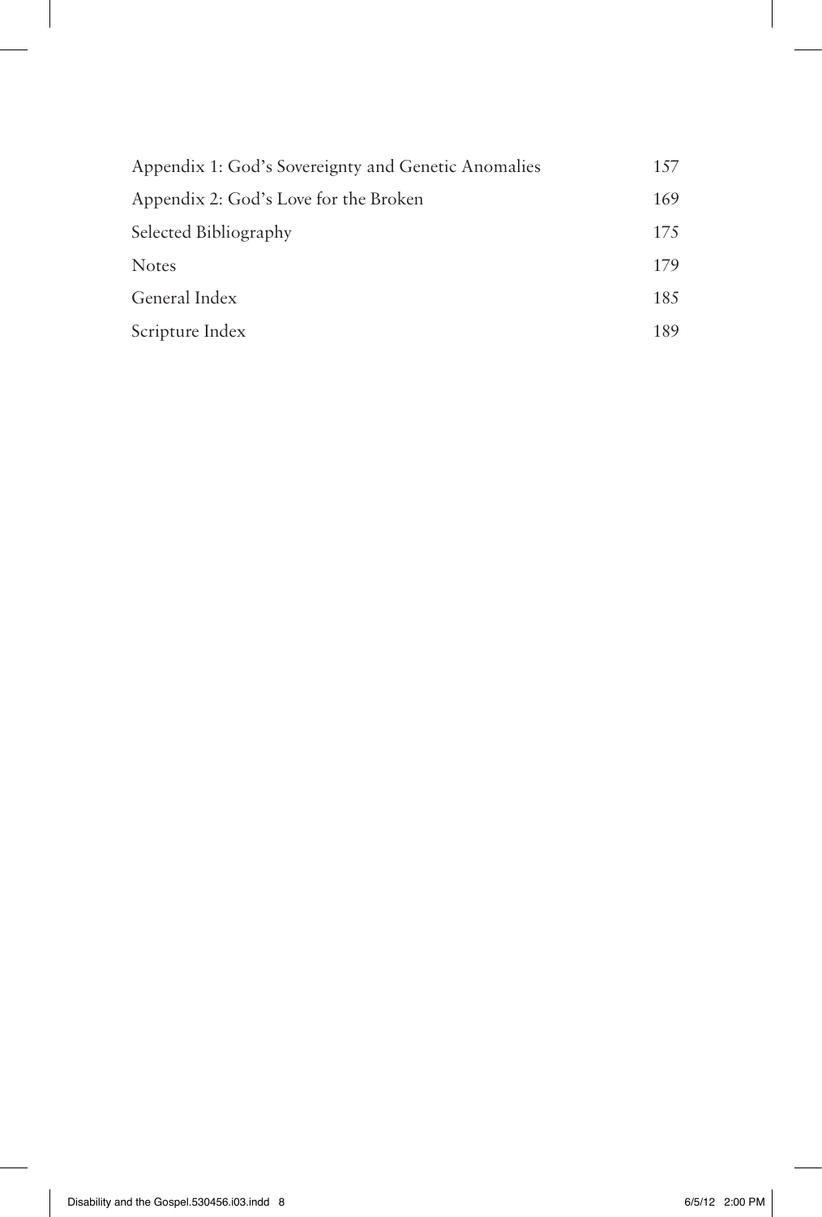| | |
|---|---|
| Appendix 1: God's Sovereignty and Genetic Anomalies | 157 |
| Appendix 2: God's Love for the Broken | 169 |
| Selected Bibliography | 175 |
| Notes | 179 |
| General Index | 185 |
| Scripture Index | 189 |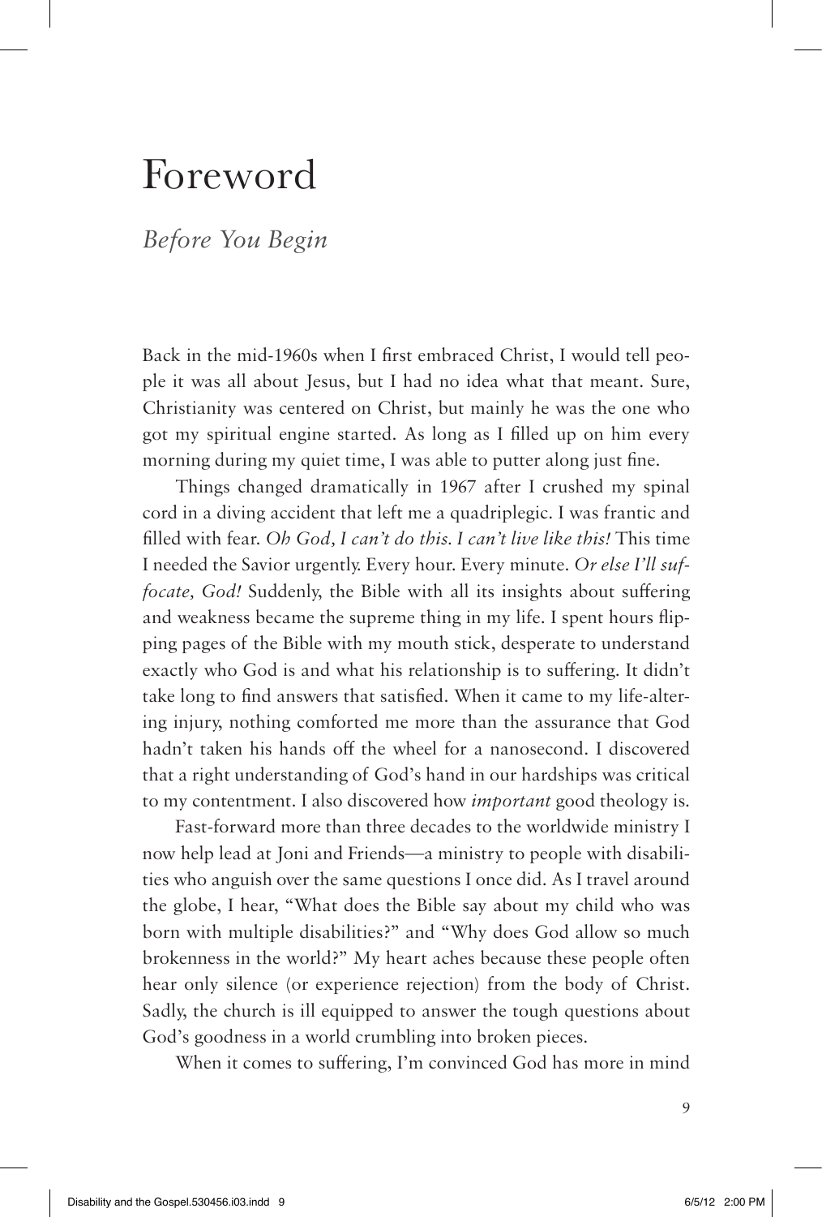# Foreword

## *Before You Begin*

Back in the mid-1960s when I first embraced Christ, I would tell people it was all about Jesus, but I had no idea what that meant. Sure, Christianity was centered on Christ, but mainly he was the one who got my spiritual engine started. As long as I filled up on him every morning during my quiet time, I was able to putter along just fine.

Things changed dramatically in 1967 after I crushed my spinal cord in a diving accident that left me a quadriplegic. I was frantic and filled with fear. *Oh God, I can't do this. I can't live like this!* This time I needed the Savior urgently. Every hour. Every minute. *Or else I'll suffocate, God!* Suddenly, the Bible with all its insights about suffering and weakness became the supreme thing in my life. I spent hours flipping pages of the Bible with my mouth stick, desperate to understand exactly who God is and what his relationship is to suffering. It didn't take long to find answers that satisfied. When it came to my life-altering injury, nothing comforted me more than the assurance that God hadn't taken his hands off the wheel for a nanosecond. I discovered that a right understanding of God's hand in our hardships was critical to my contentment. I also discovered how *important* good theology is.

Fast-forward more than three decades to the worldwide ministry I now help lead at Joni and Friends—a ministry to people with disabilities who anguish over the same questions I once did. As I travel around the globe, I hear, "What does the Bible say about my child who was born with multiple disabilities?" and "Why does God allow so much brokenness in the world?" My heart aches because these people often hear only silence (or experience rejection) from the body of Christ. Sadly, the church is ill equipped to answer the tough questions about God's goodness in a world crumbling into broken pieces.

When it comes to suffering, I'm convinced God has more in mind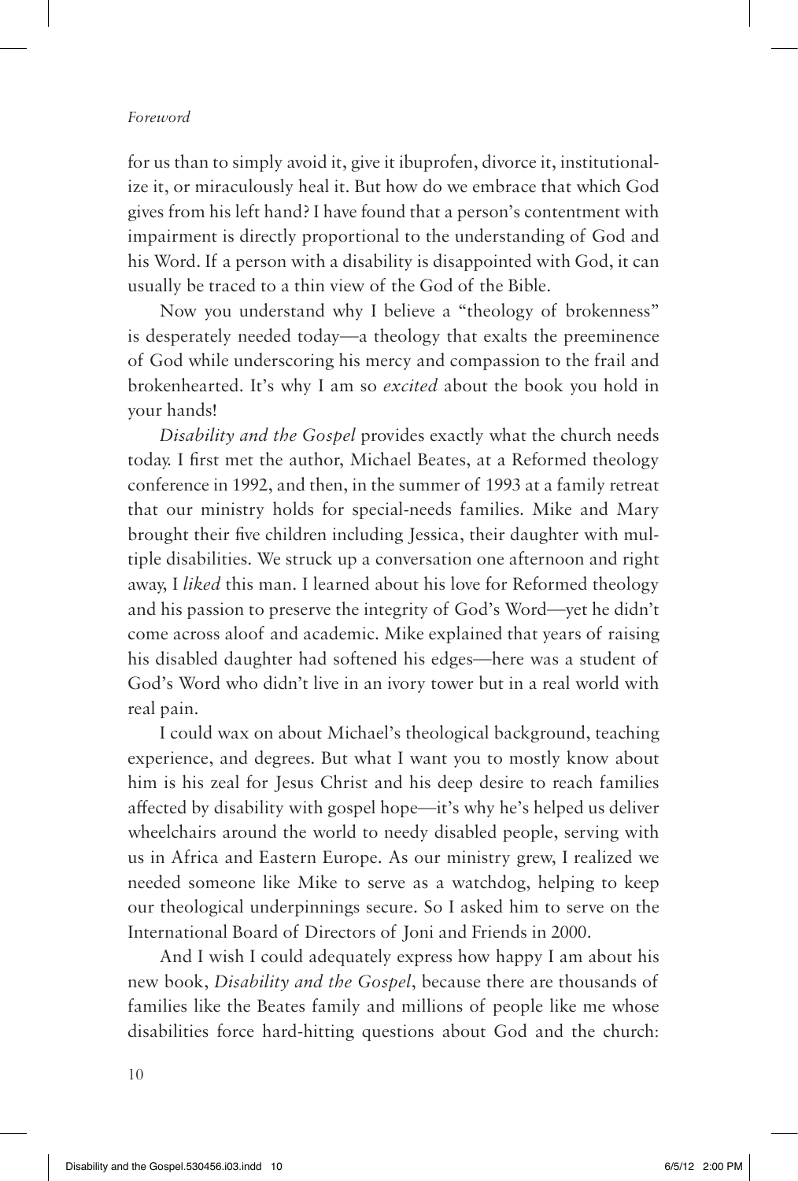for us than to simply avoid it, give it ibuprofen, divorce it, institutionalize it, or miraculously heal it. But how do we embrace that which God gives from his left hand? I have found that a person's contentment with impairment is directly proportional to the understanding of God and his Word. If a person with a disability is disappointed with God, it can usually be traced to a thin view of the God of the Bible.

Now you understand why I believe a "theology of brokenness" is desperately needed today—a theology that exalts the preeminence of God while underscoring his mercy and compassion to the frail and brokenhearted. It's why I am so *excited* about the book you hold in your hands!

*Disability and the Gospel* provides exactly what the church needs today. I first met the author, Michael Beates, at a Reformed theology conference in 1992, and then, in the summer of 1993 at a family retreat that our ministry holds for special-needs families. Mike and Mary brought their five children including Jessica, their daughter with multiple disabilities. We struck up a conversation one afternoon and right away, I *liked* this man. I learned about his love for Reformed theology and his passion to preserve the integrity of God's Word—yet he didn't come across aloof and academic. Mike explained that years of raising his disabled daughter had softened his edges—here was a student of God's Word who didn't live in an ivory tower but in a real world with real pain.

I could wax on about Michael's theological background, teaching experience, and degrees. But what I want you to mostly know about him is his zeal for Jesus Christ and his deep desire to reach families affected by disability with gospel hope—it's why he's helped us deliver wheelchairs around the world to needy disabled people, serving with us in Africa and Eastern Europe. As our ministry grew, I realized we needed someone like Mike to serve as a watchdog, helping to keep our theological underpinnings secure. So I asked him to serve on the International Board of Directors of Joni and Friends in 2000.

And I wish I could adequately express how happy I am about his new book, *Disability and the Gospel*, because there are thousands of families like the Beates family and millions of people like me whose disabilities force hard-hitting questions about God and the church: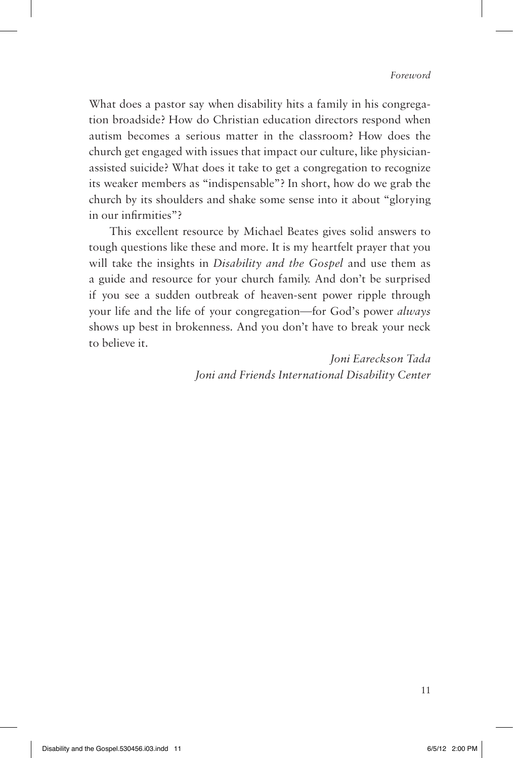What does a pastor say when disability hits a family in his congregation broadside? How do Christian education directors respond when autism becomes a serious matter in the classroom? How does the church get engaged with issues that impact our culture, like physician-assisted suicide? What does it take to get a congregation to recognize its weaker members as "indispensable"? In short, how do we grab the church by its shoulders and shake some sense into it about "glorying in our infirmities"?

This excellent resource by Michael Beates gives solid answers to tough questions like these and more. It is my heartfelt prayer that you will take the insights in *Disability and the Gospel* and use them as a guide and resource for your church family. And don't be surprised if you see a sudden outbreak of heaven-sent power ripple through your life and the life of your congregation—for God's power *always* shows up best in brokenness. And you don't have to break your neck to believe it.

*Joni Eareckson Tada*
*Joni and Friends International Disability Center*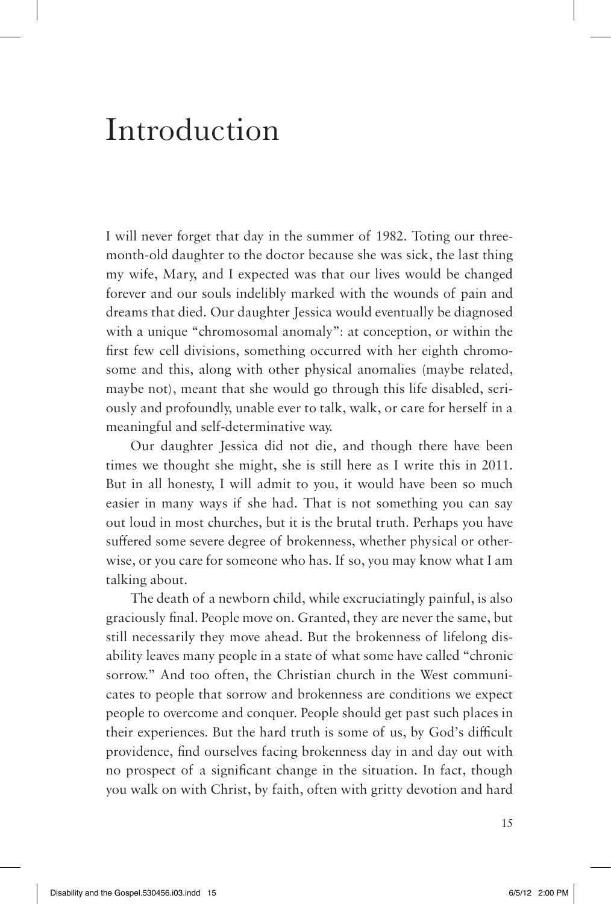# Introduction

I will never forget that day in the summer of 1982. Toting our three-month-old daughter to the doctor because she was sick, the last thing my wife, Mary, and I expected was that our lives would be changed forever and our souls indelibly marked with the wounds of pain and dreams that died. Our daughter Jessica would eventually be diagnosed with a unique "chromosomal anomaly": at conception, or within the first few cell divisions, something occurred with her eighth chromosome and this, along with other physical anomalies (maybe related, maybe not), meant that she would go through this life disabled, seriously and profoundly, unable ever to talk, walk, or care for herself in a meaningful and self-determinative way.

Our daughter Jessica did not die, and though there have been times we thought she might, she is still here as I write this in 2011. But in all honesty, I will admit to you, it would have been so much easier in many ways if she had. That is not something you can say out loud in most churches, but it is the brutal truth. Perhaps you have suffered some severe degree of brokenness, whether physical or otherwise, or you care for someone who has. If so, you may know what I am talking about.

The death of a newborn child, while excruciatingly painful, is also graciously final. People move on. Granted, they are never the same, but still necessarily they move ahead. But the brokenness of lifelong disability leaves many people in a state of what some have called "chronic sorrow." And too often, the Christian church in the West communicates to people that sorrow and brokenness are conditions we expect people to overcome and conquer. People should get past such places in their experiences. But the hard truth is some of us, by God's difficult providence, find ourselves facing brokenness day in and day out with no prospect of a significant change in the situation. In fact, though you walk on with Christ, by faith, often with gritty devotion and hard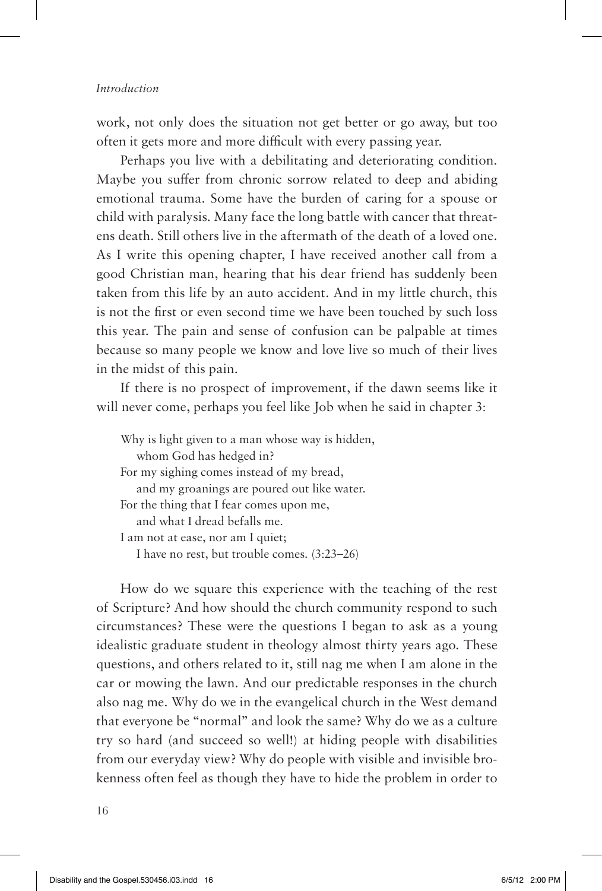work, not only does the situation not get better or go away, but too often it gets more and more difficult with every passing year.

Perhaps you live with a debilitating and deteriorating condition. Maybe you suffer from chronic sorrow related to deep and abiding emotional trauma. Some have the burden of caring for a spouse or child with paralysis. Many face the long battle with cancer that threatens death. Still others live in the aftermath of the death of a loved one. As I write this opening chapter, I have received another call from a good Christian man, hearing that his dear friend has suddenly been taken from this life by an auto accident. And in my little church, this is not the first or even second time we have been touched by such loss this year. The pain and sense of confusion can be palpable at times because so many people we know and love live so much of their lives in the midst of this pain.

If there is no prospect of improvement, if the dawn seems like it will never come, perhaps you feel like Job when he said in chapter 3:

> Why is light given to a man whose way is hidden,
> &nbsp;&nbsp;&nbsp;whom God has hedged in?
> For my sighing comes instead of my bread,
> &nbsp;&nbsp;&nbsp;and my groanings are poured out like water.
> For the thing that I fear comes upon me,
> &nbsp;&nbsp;&nbsp;and what I dread befalls me.
> I am not at ease, nor am I quiet;
> &nbsp;&nbsp;&nbsp;I have no rest, but trouble comes. (3:23–26)

How do we square this experience with the teaching of the rest of Scripture? And how should the church community respond to such circumstances? These were the questions I began to ask as a young idealistic graduate student in theology almost thirty years ago. These questions, and others related to it, still nag me when I am alone in the car or mowing the lawn. And our predictable responses in the church also nag me. Why do we in the evangelical church in the West demand that everyone be "normal" and look the same? Why do we as a culture try so hard (and succeed so well!) at hiding people with disabilities from our everyday view? Why do people with visible and invisible brokenness often feel as though they have to hide the problem in order to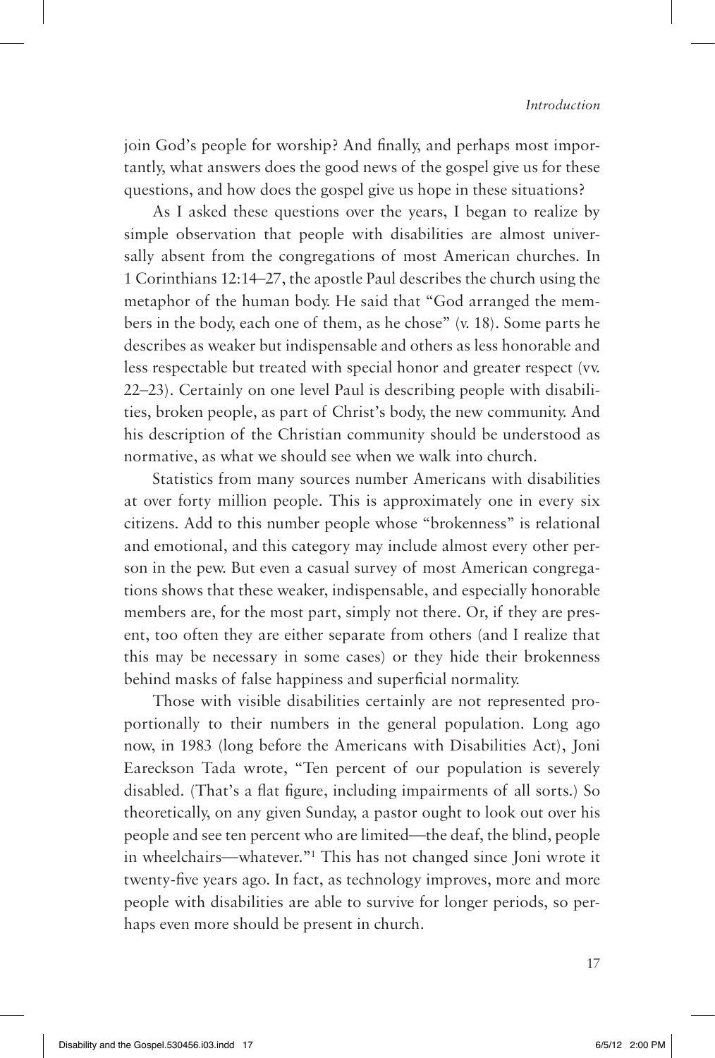join God's people for worship? And finally, and perhaps most importantly, what answers does the good news of the gospel give us for these questions, and how does the gospel give us hope in these situations?

As I asked these questions over the years, I began to realize by simple observation that people with disabilities are almost universally absent from the congregations of most American churches. In 1 Corinthians 12:14–27, the apostle Paul describes the church using the metaphor of the human body. He said that "God arranged the members in the body, each one of them, as he chose" (v. 18). Some parts he describes as weaker but indispensable and others as less honorable and less respectable but treated with special honor and greater respect (vv. 22–23). Certainly on one level Paul is describing people with disabilities, broken people, as part of Christ's body, the new community. And his description of the Christian community should be understood as normative, as what we should see when we walk into church.

Statistics from many sources number Americans with disabilities at over forty million people. This is approximately one in every six citizens. Add to this number people whose "brokenness" is relational and emotional, and this category may include almost every other person in the pew. But even a casual survey of most American congregations shows that these weaker, indispensable, and especially honorable members are, for the most part, simply not there. Or, if they are present, too often they are either separate from others (and I realize that this may be necessary in some cases) or they hide their brokenness behind masks of false happiness and superficial normality.

Those with visible disabilities certainly are not represented proportionally to their numbers in the general population. Long ago now, in 1983 (long before the Americans with Disabilities Act), Joni Eareckson Tada wrote, "Ten percent of our population is severely disabled. (That's a flat figure, including impairments of all sorts.) So theoretically, on any given Sunday, a pastor ought to look out over his people and see ten percent who are limited—the deaf, the blind, people in wheelchairs—whatever."[1] This has not changed since Joni wrote it twenty-five years ago. In fact, as technology improves, more and more people with disabilities are able to survive for longer periods, so perhaps even more should be present in church.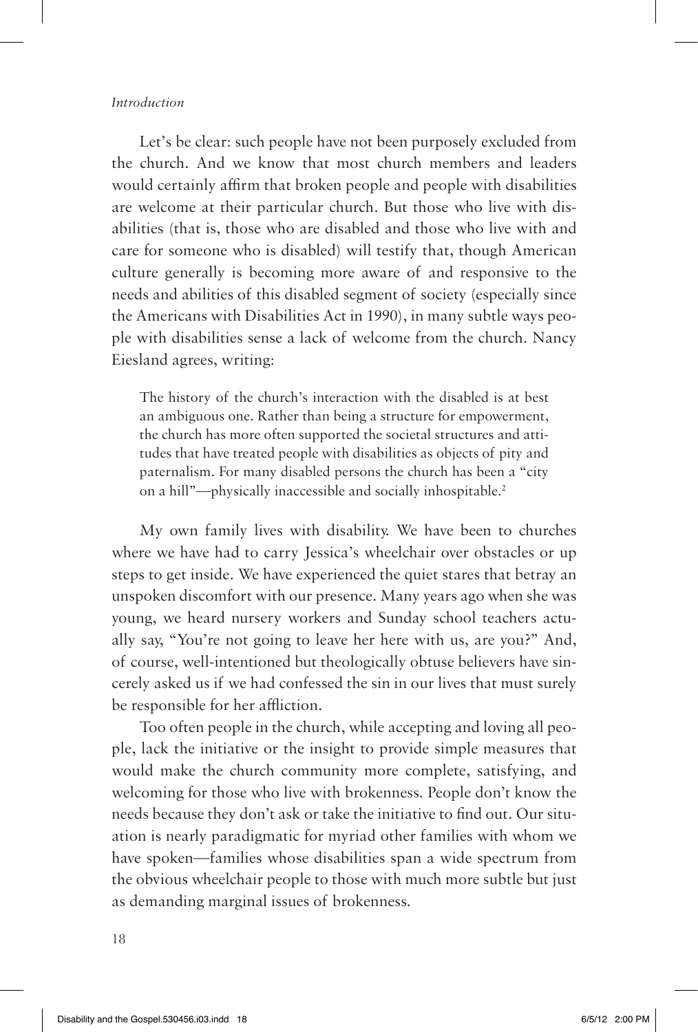Let's be clear: such people have not been purposely excluded from the church. And we know that most church members and leaders would certainly affirm that broken people and people with disabilities are welcome at their particular church. But those who live with disabilities (that is, those who are disabled and those who live with and care for someone who is disabled) will testify that, though American culture generally is becoming more aware of and responsive to the needs and abilities of this disabled segment of society (especially since the Americans with Disabilities Act in 1990), in many subtle ways people with disabilities sense a lack of welcome from the church. Nancy Eiesland agrees, writing:

> The history of the church's interaction with the disabled is at best an ambiguous one. Rather than being a structure for empowerment, the church has more often supported the societal structures and attitudes that have treated people with disabilities as objects of pity and paternalism. For many disabled persons the church has been a "city on a hill"—physically inaccessible and socially inhospitable.[2]

My own family lives with disability. We have been to churches where we have had to carry Jessica's wheelchair over obstacles or up steps to get inside. We have experienced the quiet stares that betray an unspoken discomfort with our presence. Many years ago when she was young, we heard nursery workers and Sunday school teachers actually say, "You're not going to leave her here with us, are you?" And, of course, well-intentioned but theologically obtuse believers have sincerely asked us if we had confessed the sin in our lives that must surely be responsible for her affliction.

Too often people in the church, while accepting and loving all people, lack the initiative or the insight to provide simple measures that would make the church community more complete, satisfying, and welcoming for those who live with brokenness. People don't know the needs because they don't ask or take the initiative to find out. Our situation is nearly paradigmatic for myriad other families with whom we have spoken—families whose disabilities span a wide spectrum from the obvious wheelchair people to those with much more subtle but just as demanding marginal issues of brokenness.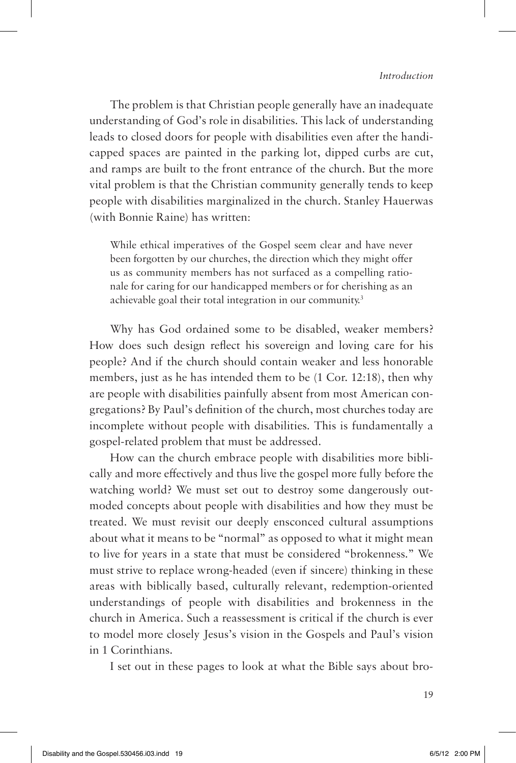The problem is that Christian people generally have an inadequate understanding of God's role in disabilities. This lack of understanding leads to closed doors for people with disabilities even after the handicapped spaces are painted in the parking lot, dipped curbs are cut, and ramps are built to the front entrance of the church. But the more vital problem is that the Christian community generally tends to keep people with disabilities marginalized in the church. Stanley Hauerwas (with Bonnie Raine) has written:

> While ethical imperatives of the Gospel seem clear and have never been forgotten by our churches, the direction which they might offer us as community members has not surfaced as a compelling rationale for caring for our handicapped members or for cherishing as an achievable goal their total integration in our community.[3]

Why has God ordained some to be disabled, weaker members? How does such design reflect his sovereign and loving care for his people? And if the church should contain weaker and less honorable members, just as he has intended them to be (1 Cor. 12:18), then why are people with disabilities painfully absent from most American congregations? By Paul's definition of the church, most churches today are incomplete without people with disabilities. This is fundamentally a gospel-related problem that must be addressed.

How can the church embrace people with disabilities more biblically and more effectively and thus live the gospel more fully before the watching world? We must set out to destroy some dangerously outmoded concepts about people with disabilities and how they must be treated. We must revisit our deeply ensconced cultural assumptions about what it means to be "normal" as opposed to what it might mean to live for years in a state that must be considered "brokenness." We must strive to replace wrong-headed (even if sincere) thinking in these areas with biblically based, culturally relevant, redemption-oriented understandings of people with disabilities and brokenness in the church in America. Such a reassessment is critical if the church is ever to model more closely Jesus's vision in the Gospels and Paul's vision in 1 Corinthians.

I set out in these pages to look at what the Bible says about bro-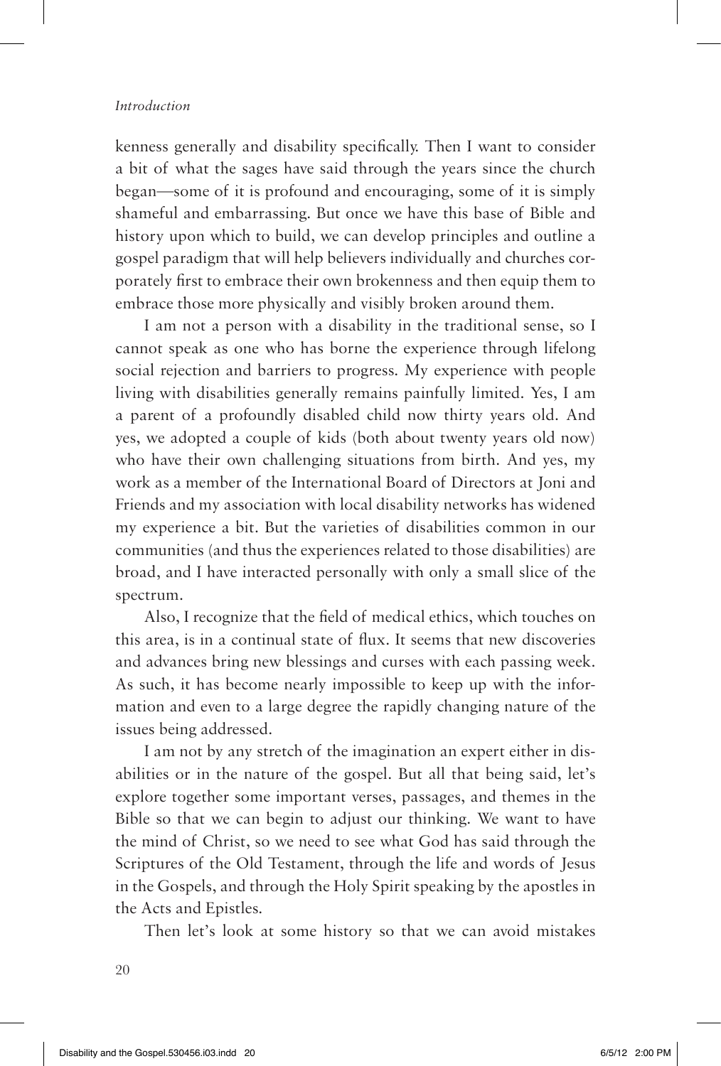kenness generally and disability specifically. Then I want to consider a bit of what the sages have said through the years since the church began—some of it is profound and encouraging, some of it is simply shameful and embarrassing. But once we have this base of Bible and history upon which to build, we can develop principles and outline a gospel paradigm that will help believers individually and churches corporately first to embrace their own brokenness and then equip them to embrace those more physically and visibly broken around them.

I am not a person with a disability in the traditional sense, so I cannot speak as one who has borne the experience through lifelong social rejection and barriers to progress. My experience with people living with disabilities generally remains painfully limited. Yes, I am a parent of a profoundly disabled child now thirty years old. And yes, we adopted a couple of kids (both about twenty years old now) who have their own challenging situations from birth. And yes, my work as a member of the International Board of Directors at Joni and Friends and my association with local disability networks has widened my experience a bit. But the varieties of disabilities common in our communities (and thus the experiences related to those disabilities) are broad, and I have interacted personally with only a small slice of the spectrum.

Also, I recognize that the field of medical ethics, which touches on this area, is in a continual state of flux. It seems that new discoveries and advances bring new blessings and curses with each passing week. As such, it has become nearly impossible to keep up with the information and even to a large degree the rapidly changing nature of the issues being addressed.

I am not by any stretch of the imagination an expert either in disabilities or in the nature of the gospel. But all that being said, let's explore together some important verses, passages, and themes in the Bible so that we can begin to adjust our thinking. We want to have the mind of Christ, so we need to see what God has said through the Scriptures of the Old Testament, through the life and words of Jesus in the Gospels, and through the Holy Spirit speaking by the apostles in the Acts and Epistles.

Then let's look at some history so that we can avoid mistakes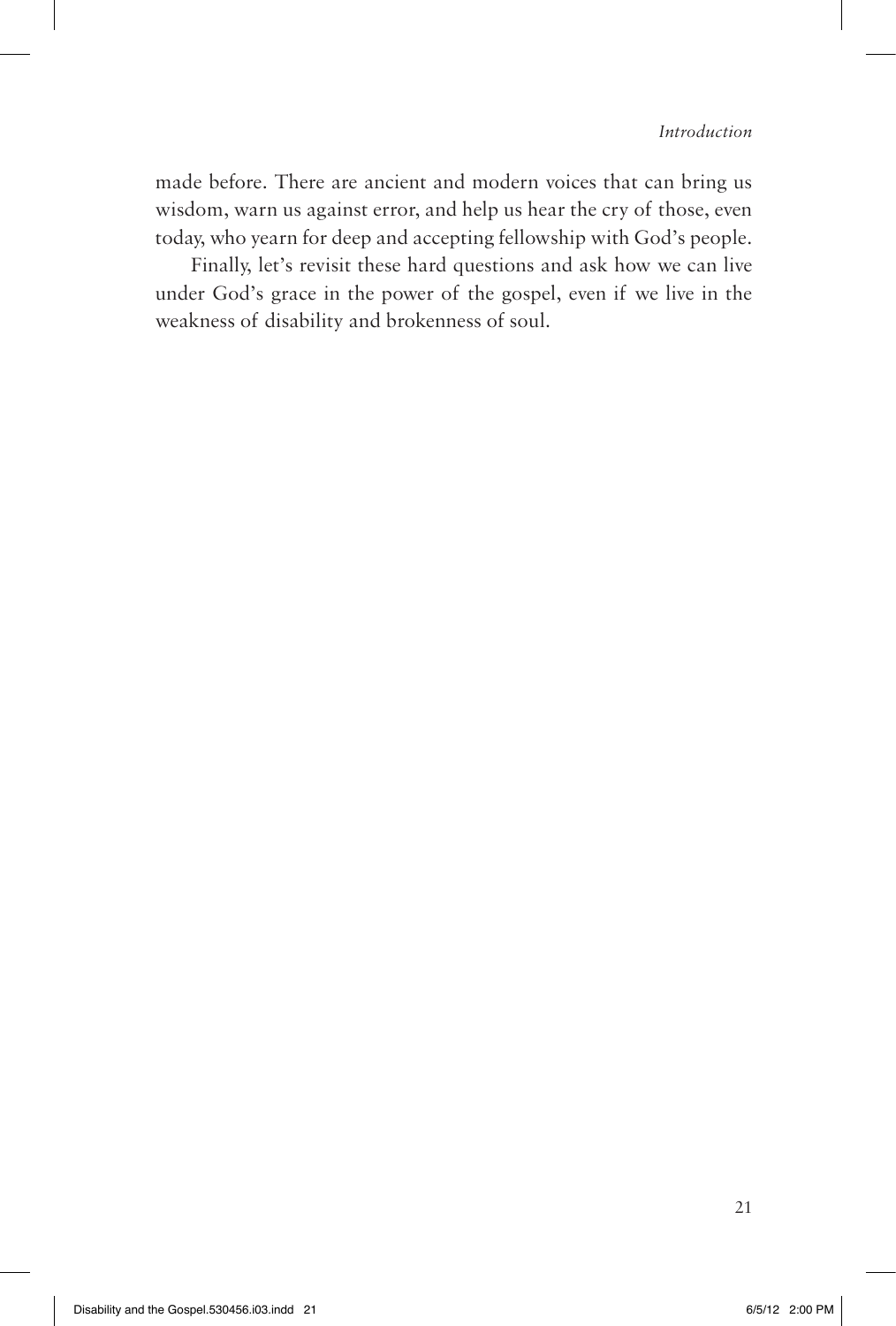made before. There are ancient and modern voices that can bring us wisdom, warn us against error, and help us hear the cry of those, even today, who yearn for deep and accepting fellowship with God's people.

Finally, let's revisit these hard questions and ask how we can live under God's grace in the power of the gospel, even if we live in the weakness of disability and brokenness of soul.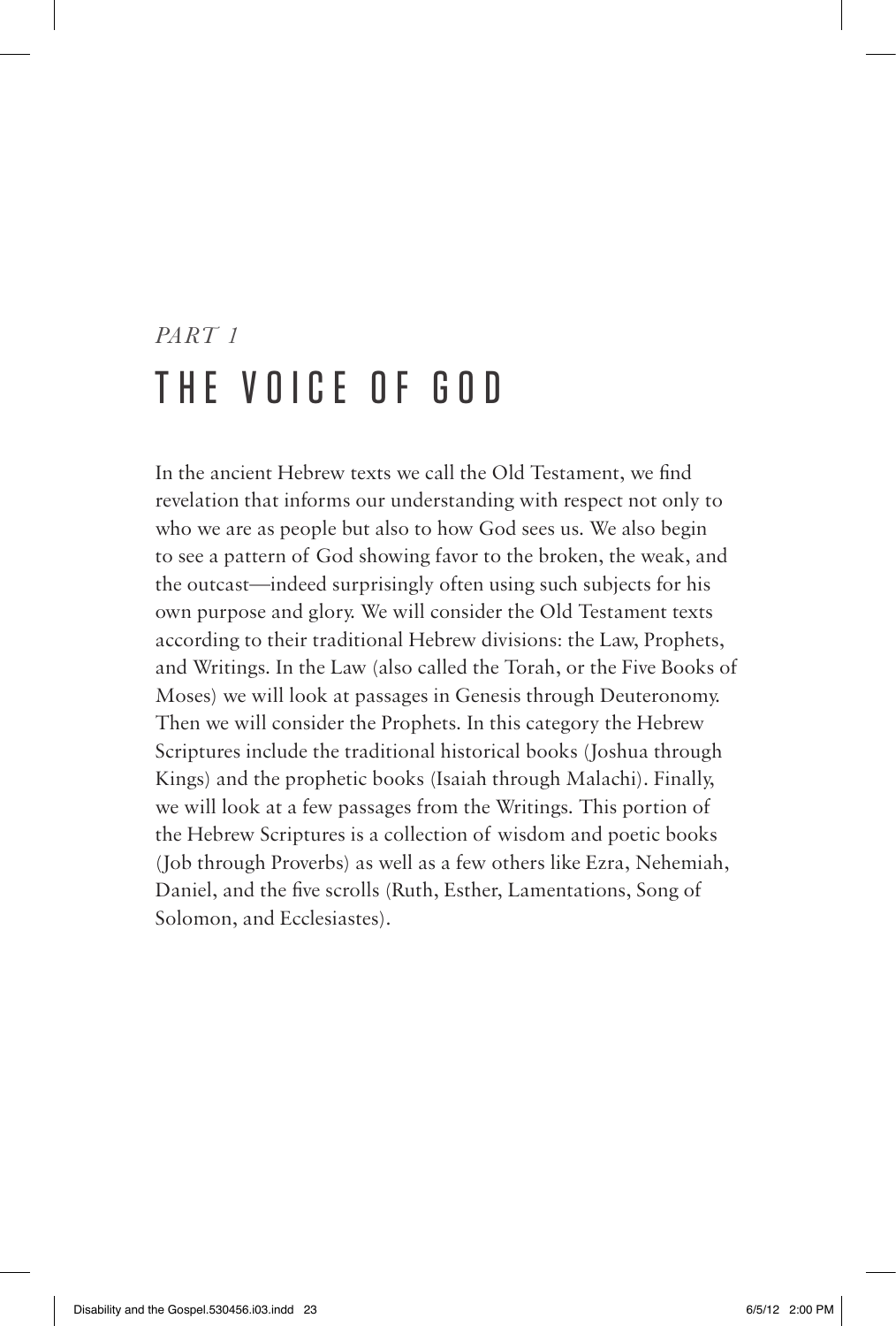*PART 1*

# THE VOICE OF GOD

In the ancient Hebrew texts we call the Old Testament, we find revelation that informs our understanding with respect not only to who we are as people but also to how God sees us. We also begin to see a pattern of God showing favor to the broken, the weak, and the outcast—indeed surprisingly often using such subjects for his own purpose and glory. We will consider the Old Testament texts according to their traditional Hebrew divisions: the Law, Prophets, and Writings. In the Law (also called the Torah, or the Five Books of Moses) we will look at passages in Genesis through Deuteronomy. Then we will consider the Prophets. In this category the Hebrew Scriptures include the traditional historical books (Joshua through Kings) and the prophetic books (Isaiah through Malachi). Finally, we will look at a few passages from the Writings. This portion of the Hebrew Scriptures is a collection of wisdom and poetic books (Job through Proverbs) as well as a few others like Ezra, Nehemiah, Daniel, and the five scrolls (Ruth, Esther, Lamentations, Song of Solomon, and Ecclesiastes).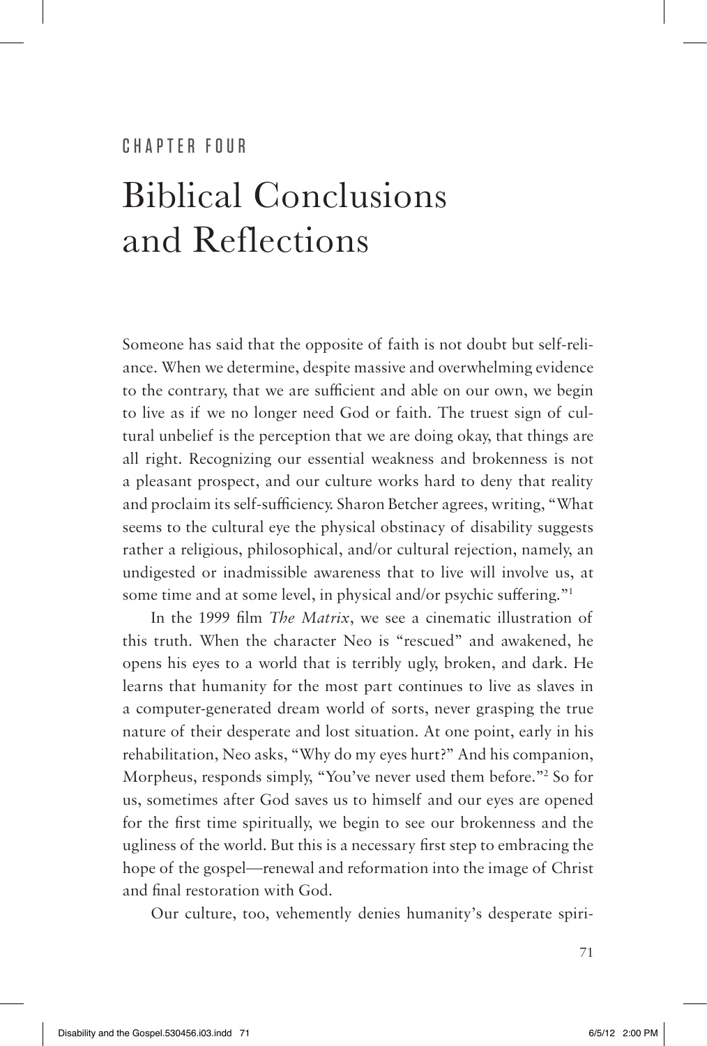CHAPTER FOUR

# Biblical Conclusions and Reflections

Someone has said that the opposite of faith is not doubt but self-reliance. When we determine, despite massive and overwhelming evidence to the contrary, that we are sufficient and able on our own, we begin to live as if we no longer need God or faith. The truest sign of cultural unbelief is the perception that we are doing okay, that things are all right. Recognizing our essential weakness and brokenness is not a pleasant prospect, and our culture works hard to deny that reality and proclaim its self-sufficiency. Sharon Betcher agrees, writing, "What seems to the cultural eye the physical obstinacy of disability suggests rather a religious, philosophical, and/or cultural rejection, namely, an undigested or inadmissible awareness that to live will involve us, at some time and at some level, in physical and/or psychic suffering."[1]

In the 1999 film *The Matrix*, we see a cinematic illustration of this truth. When the character Neo is "rescued" and awakened, he opens his eyes to a world that is terribly ugly, broken, and dark. He learns that humanity for the most part continues to live as slaves in a computer-generated dream world of sorts, never grasping the true nature of their desperate and lost situation. At one point, early in his rehabilitation, Neo asks, "Why do my eyes hurt?" And his companion, Morpheus, responds simply, "You've never used them before."[2] So for us, sometimes after God saves us to himself and our eyes are opened for the first time spiritually, we begin to see our brokenness and the ugliness of the world. But this is a necessary first step to embracing the hope of the gospel—renewal and reformation into the image of Christ and final restoration with God.

Our culture, too, vehemently denies humanity's desperate spiri-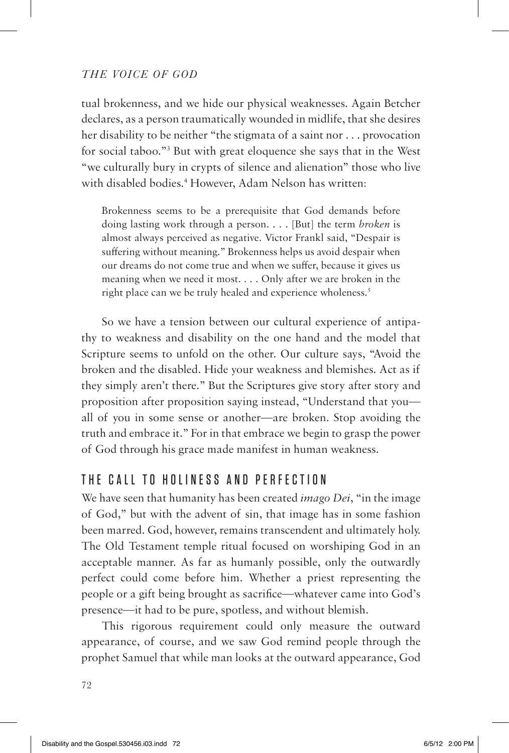tual brokenness, and we hide our physical weaknesses. Again Betcher declares, as a person traumatically wounded in midlife, that she desires her disability to be neither "the stigmata of a saint nor . . . provocation for social taboo."[3] But with great eloquence she says that in the West "we culturally bury in crypts of silence and alienation" those who live with disabled bodies.[4] However, Adam Nelson has written:

> Brokenness seems to be a prerequisite that God demands before doing lasting work through a person. . . . [But] the term *broken* is almost always perceived as negative. Victor Frankl said, "Despair is suffering without meaning." Brokenness helps us avoid despair when our dreams do not come true and when we suffer, because it gives us meaning when we need it most. . . . Only after we are broken in the right place can we be truly healed and experience wholeness.[5]

So we have a tension between our cultural experience of antipathy to weakness and disability on the one hand and the model that Scripture seems to unfold on the other. Our culture says, "Avoid the broken and the disabled. Hide your weakness and blemishes. Act as if they simply aren't there." But the Scriptures give story after story and proposition after proposition saying instead, "Understand that you—all of you in some sense or another—are broken. Stop avoiding the truth and embrace it." For in that embrace we begin to grasp the power of God through his grace made manifest in human weakness.

## THE CALL TO HOLINESS AND PERFECTION

We have seen that humanity has been created *imago Dei*, "in the image of God," but with the advent of sin, that image has in some fashion been marred. God, however, remains transcendent and ultimately holy. The Old Testament temple ritual focused on worshiping God in an acceptable manner. As far as humanly possible, only the outwardly perfect could come before him. Whether a priest representing the people or a gift being brought as sacrifice—whatever came into God's presence—it had to be pure, spotless, and without blemish.

This rigorous requirement could only measure the outward appearance, of course, and we saw God remind people through the prophet Samuel that while man looks at the outward appearance, God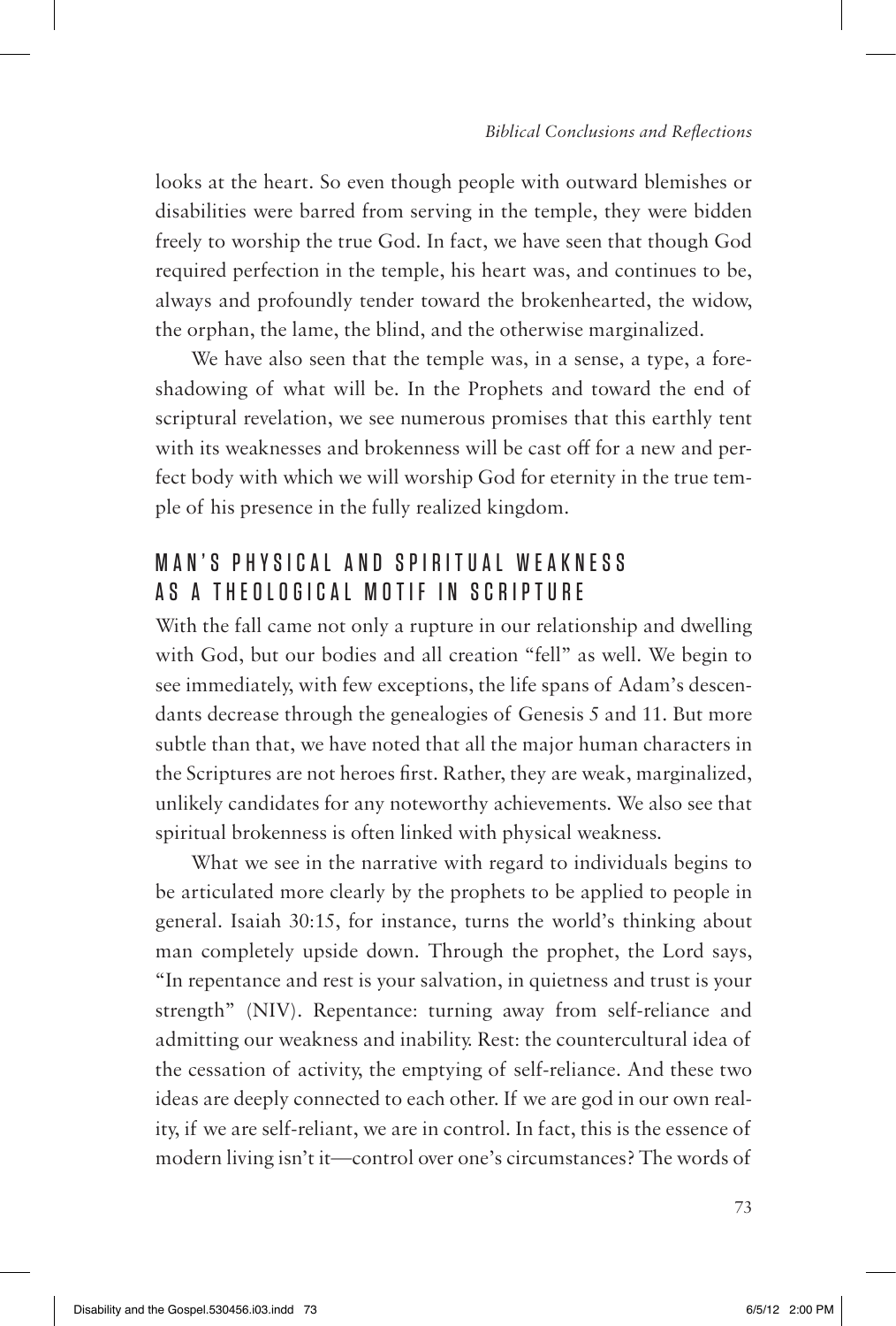looks at the heart. So even though people with outward blemishes or disabilities were barred from serving in the temple, they were bidden freely to worship the true God. In fact, we have seen that though God required perfection in the temple, his heart was, and continues to be, always and profoundly tender toward the brokenhearted, the widow, the orphan, the lame, the blind, and the otherwise marginalized.

We have also seen that the temple was, in a sense, a type, a foreshadowing of what will be. In the Prophets and toward the end of scriptural revelation, we see numerous promises that this earthly tent with its weaknesses and brokenness will be cast off for a new and perfect body with which we will worship God for eternity in the true temple of his presence in the fully realized kingdom.

## MAN'S PHYSICAL AND SPIRITUAL WEAKNESS AS A THEOLOGICAL MOTIF IN SCRIPTURE

With the fall came not only a rupture in our relationship and dwelling with God, but our bodies and all creation "fell" as well. We begin to see immediately, with few exceptions, the life spans of Adam's descendants decrease through the genealogies of Genesis 5 and 11. But more subtle than that, we have noted that all the major human characters in the Scriptures are not heroes first. Rather, they are weak, marginalized, unlikely candidates for any noteworthy achievements. We also see that spiritual brokenness is often linked with physical weakness.

What we see in the narrative with regard to individuals begins to be articulated more clearly by the prophets to be applied to people in general. Isaiah 30:15, for instance, turns the world's thinking about man completely upside down. Through the prophet, the Lord says, "In repentance and rest is your salvation, in quietness and trust is your strength" (NIV). Repentance: turning away from self-reliance and admitting our weakness and inability. Rest: the countercultural idea of the cessation of activity, the emptying of self-reliance. And these two ideas are deeply connected to each other. If we are god in our own reality, if we are self-reliant, we are in control. In fact, this is the essence of modern living isn't it—control over one's circumstances? The words of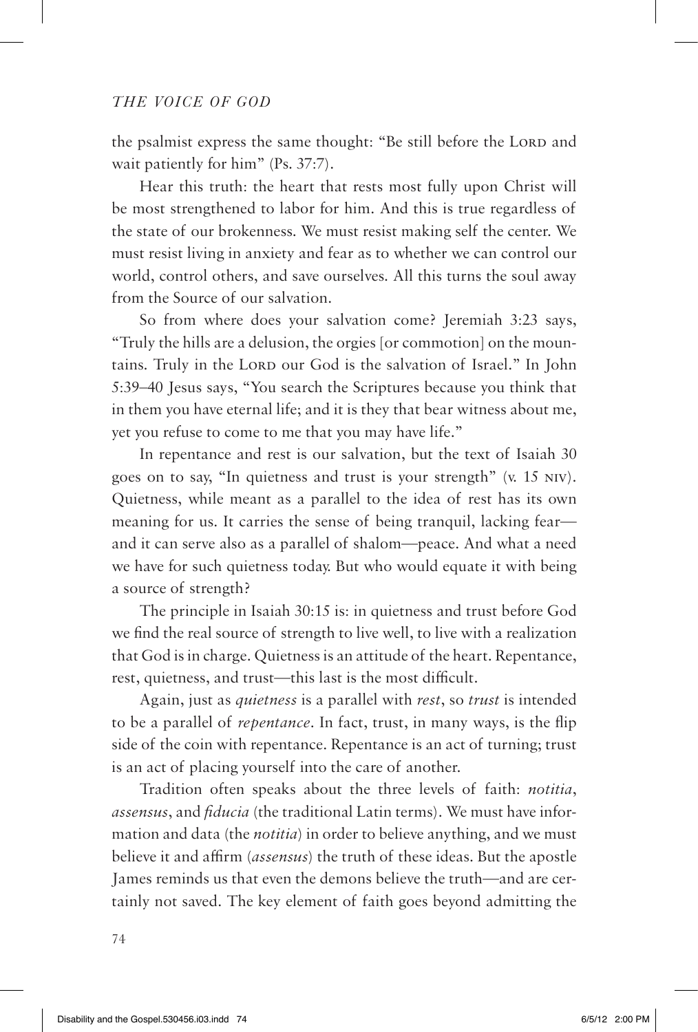the psalmist express the same thought: "Be still before the LORD and wait patiently for him" (Ps. 37:7).

Hear this truth: the heart that rests most fully upon Christ will be most strengthened to labor for him. And this is true regardless of the state of our brokenness. We must resist making self the center. We must resist living in anxiety and fear as to whether we can control our world, control others, and save ourselves. All this turns the soul away from the Source of our salvation.

So from where does your salvation come? Jeremiah 3:23 says, "Truly the hills are a delusion, the orgies [or commotion] on the mountains. Truly in the LORD our God is the salvation of Israel." In John 5:39–40 Jesus says, "You search the Scriptures because you think that in them you have eternal life; and it is they that bear witness about me, yet you refuse to come to me that you may have life."

In repentance and rest is our salvation, but the text of Isaiah 30 goes on to say, "In quietness and trust is your strength" (v. 15 NIV). Quietness, while meant as a parallel to the idea of rest has its own meaning for us. It carries the sense of being tranquil, lacking fear—and it can serve also as a parallel of shalom—peace. And what a need we have for such quietness today. But who would equate it with being a source of strength?

The principle in Isaiah 30:15 is: in quietness and trust before God we find the real source of strength to live well, to live with a realization that God is in charge. Quietness is an attitude of the heart. Repentance, rest, quietness, and trust—this last is the most difficult.

Again, just as *quietness* is a parallel with *rest*, so *trust* is intended to be a parallel of *repentance*. In fact, trust, in many ways, is the flip side of the coin with repentance. Repentance is an act of turning; trust is an act of placing yourself into the care of another.

Tradition often speaks about the three levels of faith: *notitia*, *assensus*, and *fiducia* (the traditional Latin terms). We must have information and data (the *notitia*) in order to believe anything, and we must believe it and affirm (*assensus*) the truth of these ideas. But the apostle James reminds us that even the demons believe the truth—and are certainly not saved. The key element of faith goes beyond admitting the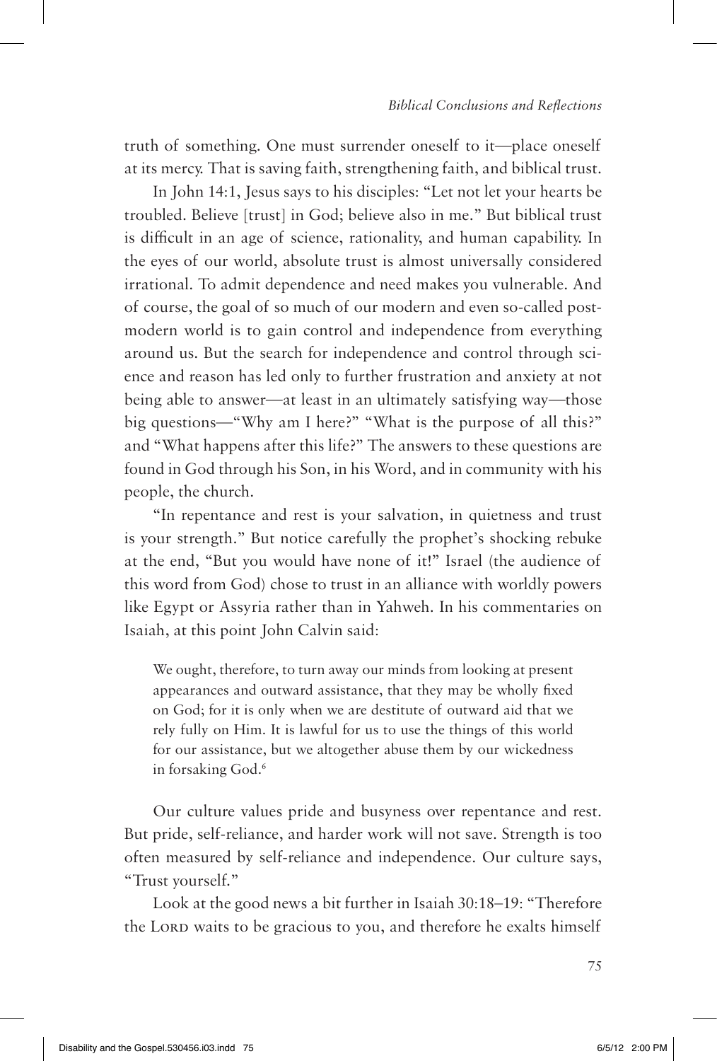truth of something. One must surrender oneself to it—place oneself at its mercy. That is saving faith, strengthening faith, and biblical trust.

In John 14:1, Jesus says to his disciples: "Let not let your hearts be troubled. Believe [trust] in God; believe also in me." But biblical trust is difficult in an age of science, rationality, and human capability. In the eyes of our world, absolute trust is almost universally considered irrational. To admit dependence and need makes you vulnerable. And of course, the goal of so much of our modern and even so-called post-modern world is to gain control and independence from everything around us. But the search for independence and control through science and reason has led only to further frustration and anxiety at not being able to answer—at least in an ultimately satisfying way—those big questions—"Why am I here?" "What is the purpose of all this?" and "What happens after this life?" The answers to these questions are found in God through his Son, in his Word, and in community with his people, the church.

"In repentance and rest is your salvation, in quietness and trust is your strength." But notice carefully the prophet's shocking rebuke at the end, "But you would have none of it!" Israel (the audience of this word from God) chose to trust in an alliance with worldly powers like Egypt or Assyria rather than in Yahweh. In his commentaries on Isaiah, at this point John Calvin said:

> We ought, therefore, to turn away our minds from looking at present appearances and outward assistance, that they may be wholly fixed on God; for it is only when we are destitute of outward aid that we rely fully on Him. It is lawful for us to use the things of this world for our assistance, but we altogether abuse them by our wickedness in forsaking God.[6]

Our culture values pride and busyness over repentance and rest. But pride, self-reliance, and harder work will not save. Strength is too often measured by self-reliance and independence. Our culture says, "Trust yourself."

Look at the good news a bit further in Isaiah 30:18–19: "Therefore the LORD waits to be gracious to you, and therefore he exalts himself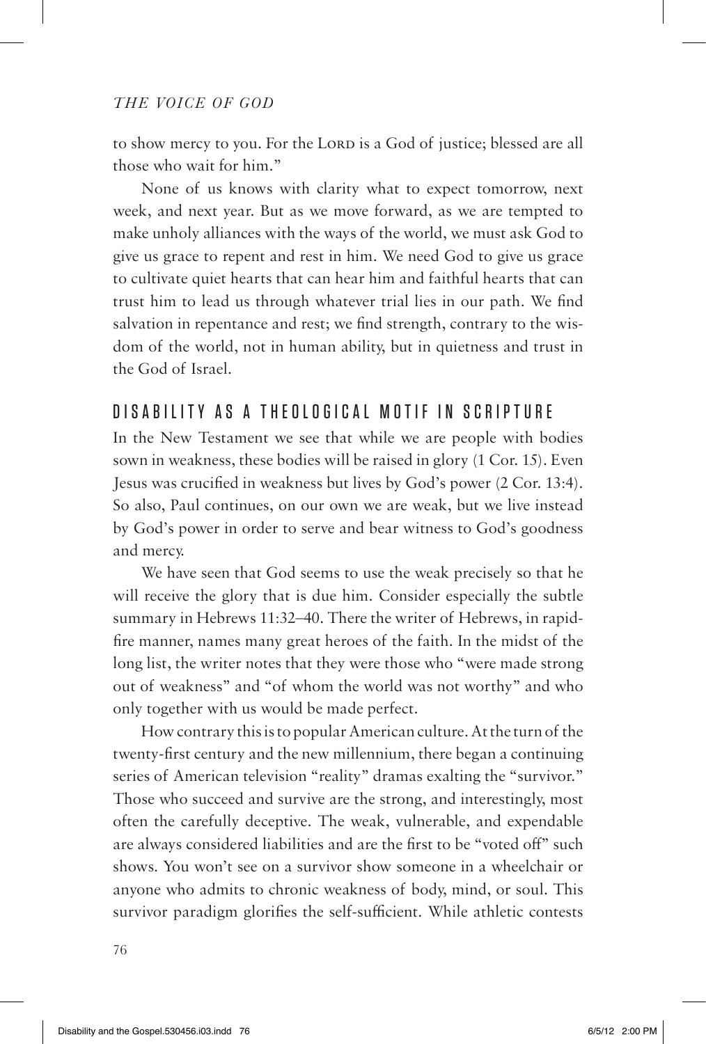to show mercy to you. For the LORD is a God of justice; blessed are all those who wait for him."

None of us knows with clarity what to expect tomorrow, next week, and next year. But as we move forward, as we are tempted to make unholy alliances with the ways of the world, we must ask God to give us grace to repent and rest in him. We need God to give us grace to cultivate quiet hearts that can hear him and faithful hearts that can trust him to lead us through whatever trial lies in our path. We find salvation in repentance and rest; we find strength, contrary to the wisdom of the world, not in human ability, but in quietness and trust in the God of Israel.

## DISABILITY AS A THEOLOGICAL MOTIF IN SCRIPTURE

In the New Testament we see that while we are people with bodies sown in weakness, these bodies will be raised in glory (1 Cor. 15). Even Jesus was crucified in weakness but lives by God's power (2 Cor. 13:4). So also, Paul continues, on our own we are weak, but we live instead by God's power in order to serve and bear witness to God's goodness and mercy.

We have seen that God seems to use the weak precisely so that he will receive the glory that is due him. Consider especially the subtle summary in Hebrews 11:32–40. There the writer of Hebrews, in rapid-fire manner, names many great heroes of the faith. In the midst of the long list, the writer notes that they were those who "were made strong out of weakness" and "of whom the world was not worthy" and who only together with us would be made perfect.

How contrary this is to popular American culture. At the turn of the twenty-first century and the new millennium, there began a continuing series of American television "reality" dramas exalting the "survivor." Those who succeed and survive are the strong, and interestingly, most often the carefully deceptive. The weak, vulnerable, and expendable are always considered liabilities and are the first to be "voted off" such shows. You won't see on a survivor show someone in a wheelchair or anyone who admits to chronic weakness of body, mind, or soul. This survivor paradigm glorifies the self-sufficient. While athletic contests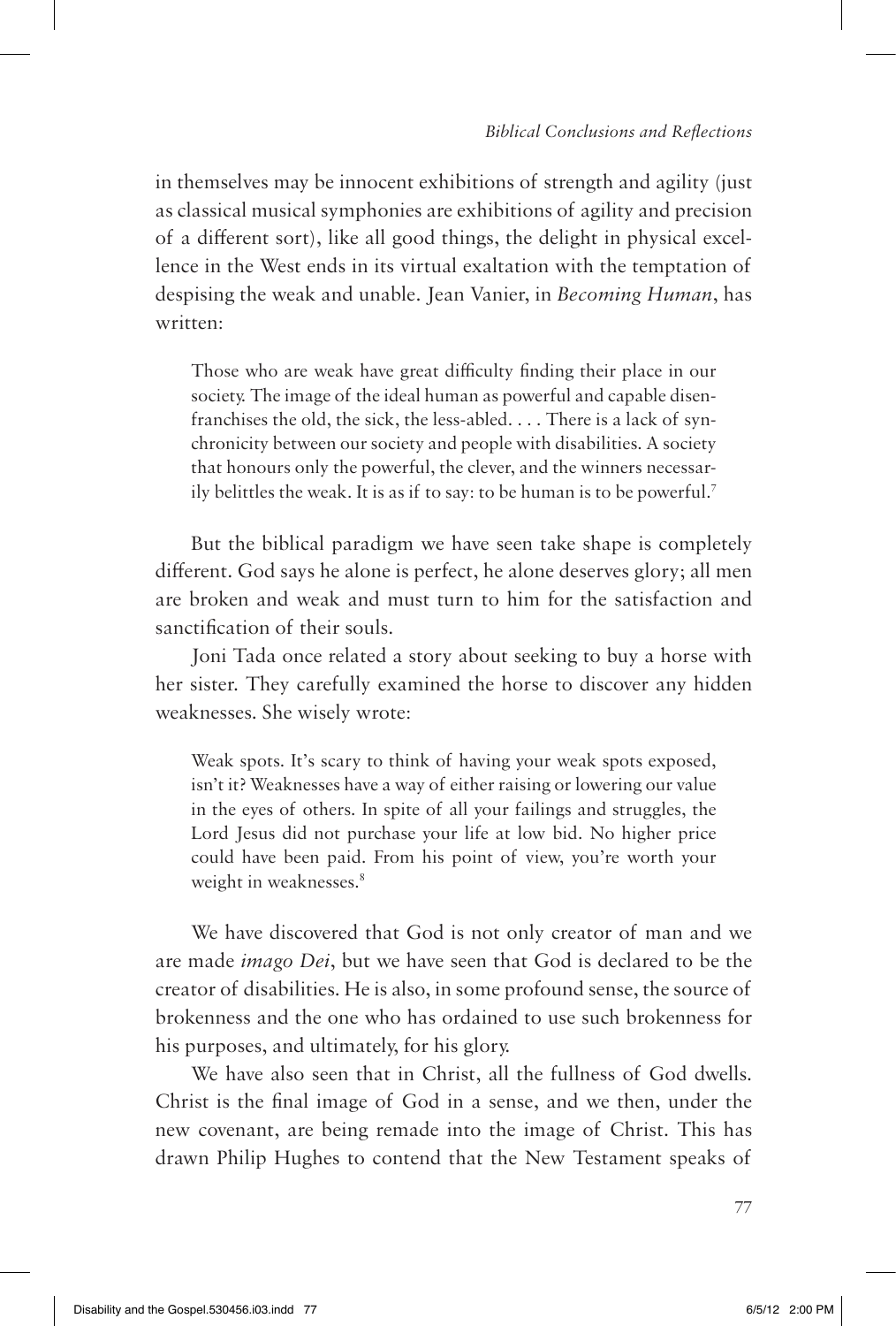in themselves may be innocent exhibitions of strength and agility (just as classical musical symphonies are exhibitions of agility and precision of a different sort), like all good things, the delight in physical excellence in the West ends in its virtual exaltation with the temptation of despising the weak and unable. Jean Vanier, in *Becoming Human*, has written:

> Those who are weak have great difficulty finding their place in our society. The image of the ideal human as powerful and capable disenfranchises the old, the sick, the less-abled. . . . There is a lack of synchronicity between our society and people with disabilities. A society that honours only the powerful, the clever, and the winners necessarily belittles the weak. It is as if to say: to be human is to be powerful.[7]

But the biblical paradigm we have seen take shape is completely different. God says he alone is perfect, he alone deserves glory; all men are broken and weak and must turn to him for the satisfaction and sanctification of their souls.

Joni Tada once related a story about seeking to buy a horse with her sister. They carefully examined the horse to discover any hidden weaknesses. She wisely wrote:

> Weak spots. It's scary to think of having your weak spots exposed, isn't it? Weaknesses have a way of either raising or lowering our value in the eyes of others. In spite of all your failings and struggles, the Lord Jesus did not purchase your life at low bid. No higher price could have been paid. From his point of view, you're worth your weight in weaknesses.[8]

We have discovered that God is not only creator of man and we are made *imago Dei*, but we have seen that God is declared to be the creator of disabilities. He is also, in some profound sense, the source of brokenness and the one who has ordained to use such brokenness for his purposes, and ultimately, for his glory.

We have also seen that in Christ, all the fullness of God dwells. Christ is the final image of God in a sense, and we then, under the new covenant, are being remade into the image of Christ. This has drawn Philip Hughes to contend that the New Testament speaks of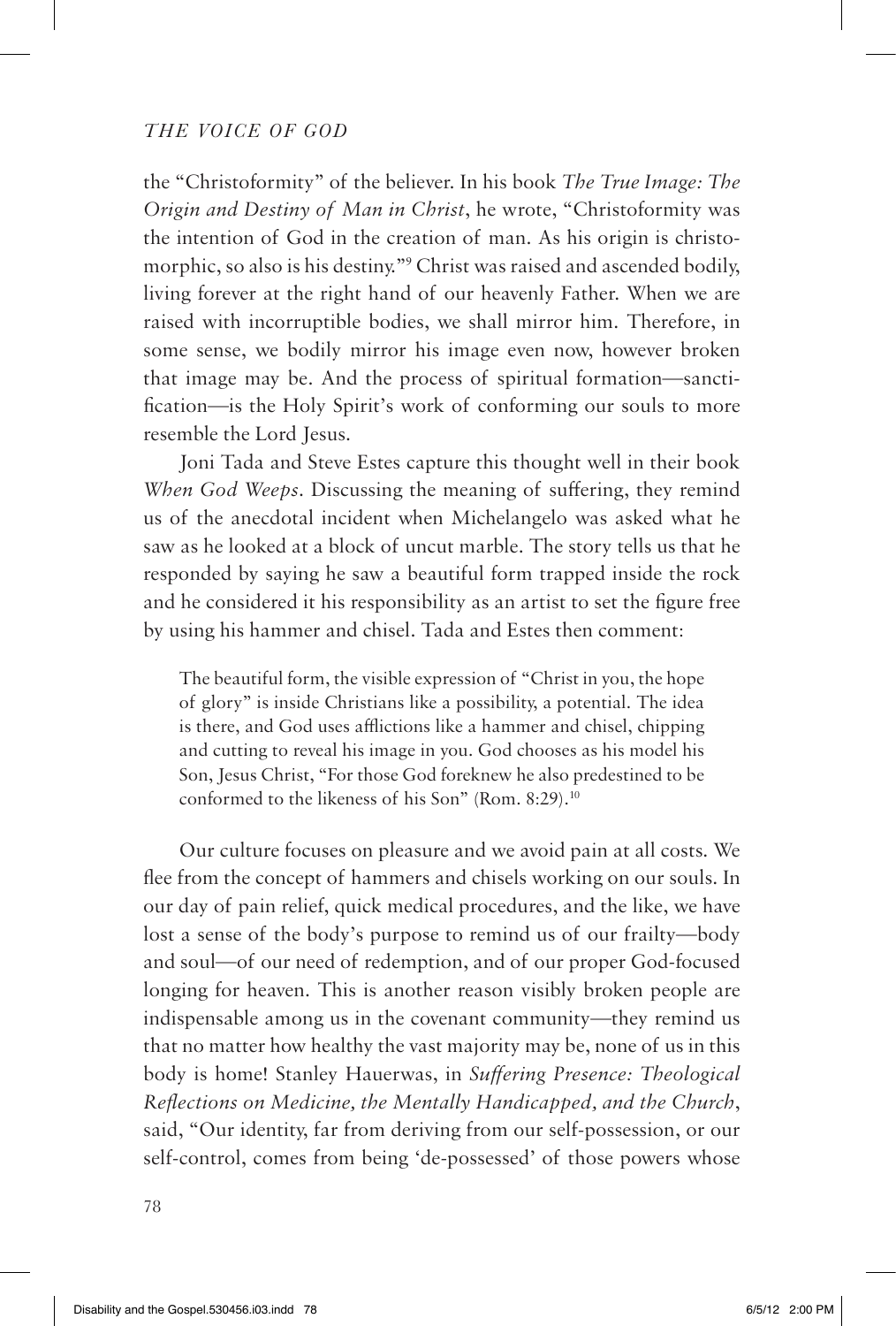the "Christoformity" of the believer. In his book *The True Image: The Origin and Destiny of Man in Christ*, he wrote, "Christoformity was the intention of God in the creation of man. As his origin is christomorphic, so also is his destiny."[9] Christ was raised and ascended bodily, living forever at the right hand of our heavenly Father. When we are raised with incorruptible bodies, we shall mirror him. Therefore, in some sense, we bodily mirror his image even now, however broken that image may be. And the process of spiritual formation—sanctification—is the Holy Spirit's work of conforming our souls to more resemble the Lord Jesus.

Joni Tada and Steve Estes capture this thought well in their book *When God Weeps*. Discussing the meaning of suffering, they remind us of the anecdotal incident when Michelangelo was asked what he saw as he looked at a block of uncut marble. The story tells us that he responded by saying he saw a beautiful form trapped inside the rock and he considered it his responsibility as an artist to set the figure free by using his hammer and chisel. Tada and Estes then comment:

> The beautiful form, the visible expression of "Christ in you, the hope of glory" is inside Christians like a possibility, a potential. The idea is there, and God uses afflictions like a hammer and chisel, chipping and cutting to reveal his image in you. God chooses as his model his Son, Jesus Christ, "For those God foreknew he also predestined to be conformed to the likeness of his Son" (Rom. 8:29).[10]

Our culture focuses on pleasure and we avoid pain at all costs. We flee from the concept of hammers and chisels working on our souls. In our day of pain relief, quick medical procedures, and the like, we have lost a sense of the body's purpose to remind us of our frailty—body and soul—of our need of redemption, and of our proper God-focused longing for heaven. This is another reason visibly broken people are indispensable among us in the covenant community—they remind us that no matter how healthy the vast majority may be, none of us in this body is home! Stanley Hauerwas, in *Suffering Presence: Theological Reflections on Medicine, the Mentally Handicapped, and the Church*, said, "Our identity, far from deriving from our self-possession, or our self-control, comes from being 'de-possessed' of those powers whose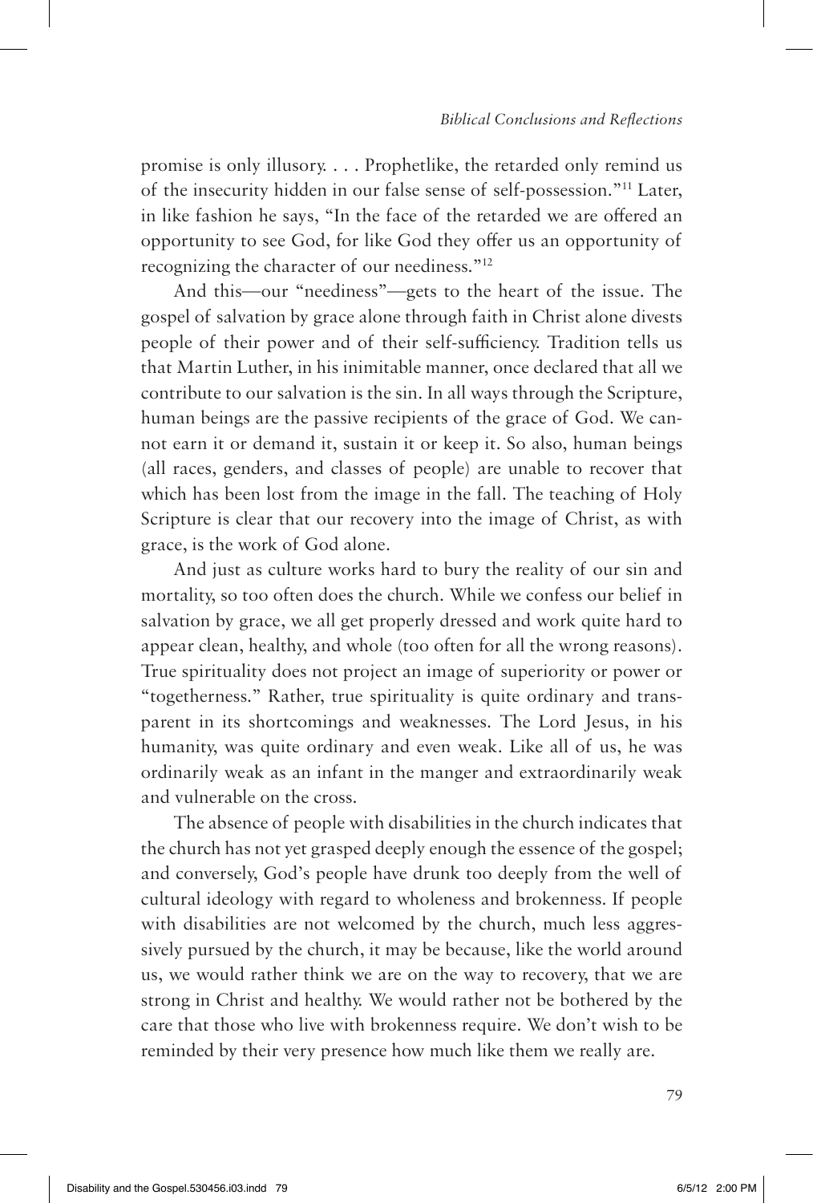promise is only illusory. . . . Prophetlike, the retarded only remind us of the insecurity hidden in our false sense of self-possession."[11] Later, in like fashion he says, "In the face of the retarded we are offered an opportunity to see God, for like God they offer us an opportunity of recognizing the character of our neediness."[12]

And this—our "neediness"—gets to the heart of the issue. The gospel of salvation by grace alone through faith in Christ alone divests people of their power and of their self-sufficiency. Tradition tells us that Martin Luther, in his inimitable manner, once declared that all we contribute to our salvation is the sin. In all ways through the Scripture, human beings are the passive recipients of the grace of God. We cannot earn it or demand it, sustain it or keep it. So also, human beings (all races, genders, and classes of people) are unable to recover that which has been lost from the image in the fall. The teaching of Holy Scripture is clear that our recovery into the image of Christ, as with grace, is the work of God alone.

And just as culture works hard to bury the reality of our sin and mortality, so too often does the church. While we confess our belief in salvation by grace, we all get properly dressed and work quite hard to appear clean, healthy, and whole (too often for all the wrong reasons). True spirituality does not project an image of superiority or power or "togetherness." Rather, true spirituality is quite ordinary and transparent in its shortcomings and weaknesses. The Lord Jesus, in his humanity, was quite ordinary and even weak. Like all of us, he was ordinarily weak as an infant in the manger and extraordinarily weak and vulnerable on the cross.

The absence of people with disabilities in the church indicates that the church has not yet grasped deeply enough the essence of the gospel; and conversely, God's people have drunk too deeply from the well of cultural ideology with regard to wholeness and brokenness. If people with disabilities are not welcomed by the church, much less aggressively pursued by the church, it may be because, like the world around us, we would rather think we are on the way to recovery, that we are strong in Christ and healthy. We would rather not be bothered by the care that those who live with brokenness require. We don't wish to be reminded by their very presence how much like them we really are.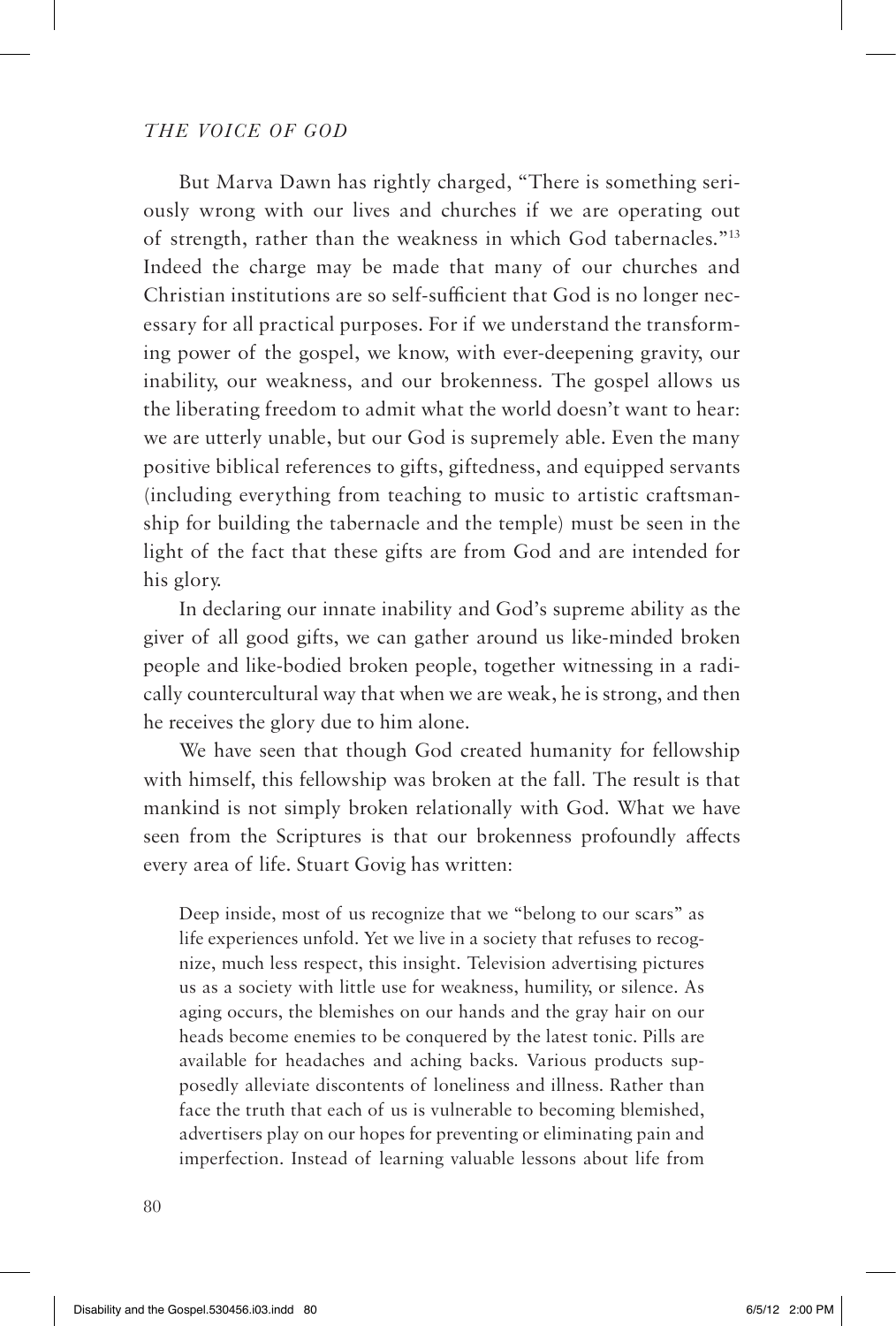But Marva Dawn has rightly charged, "There is something seriously wrong with our lives and churches if we are operating out of strength, rather than the weakness in which God tabernacles."[13] Indeed the charge may be made that many of our churches and Christian institutions are so self-sufficient that God is no longer necessary for all practical purposes. For if we understand the transforming power of the gospel, we know, with ever-deepening gravity, our inability, our weakness, and our brokenness. The gospel allows us the liberating freedom to admit what the world doesn't want to hear: we are utterly unable, but our God is supremely able. Even the many positive biblical references to gifts, giftedness, and equipped servants (including everything from teaching to music to artistic craftsmanship for building the tabernacle and the temple) must be seen in the light of the fact that these gifts are from God and are intended for his glory.

In declaring our innate inability and God's supreme ability as the giver of all good gifts, we can gather around us like-minded broken people and like-bodied broken people, together witnessing in a radically countercultural way that when we are weak, he is strong, and then he receives the glory due to him alone.

We have seen that though God created humanity for fellowship with himself, this fellowship was broken at the fall. The result is that mankind is not simply broken relationally with God. What we have seen from the Scriptures is that our brokenness profoundly affects every area of life. Stuart Govig has written:

> Deep inside, most of us recognize that we "belong to our scars" as life experiences unfold. Yet we live in a society that refuses to recognize, much less respect, this insight. Television advertising pictures us as a society with little use for weakness, humility, or silence. As aging occurs, the blemishes on our hands and the gray hair on our heads become enemies to be conquered by the latest tonic. Pills are available for headaches and aching backs. Various products supposedly alleviate discontents of loneliness and illness. Rather than face the truth that each of us is vulnerable to becoming blemished, advertisers play on our hopes for preventing or eliminating pain and imperfection. Instead of learning valuable lessons about life from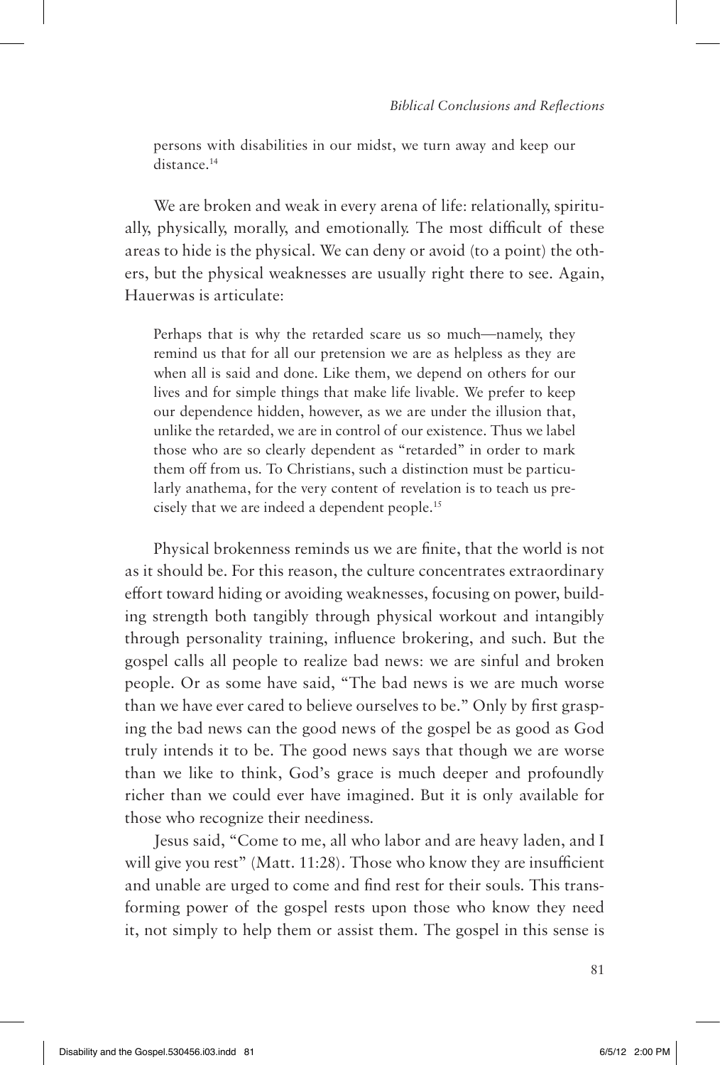> persons with disabilities in our midst, we turn away and keep our distance.[14]

We are broken and weak in every arena of life: relationally, spiritually, physically, morally, and emotionally. The most difficult of these areas to hide is the physical. We can deny or avoid (to a point) the others, but the physical weaknesses are usually right there to see. Again, Hauerwas is articulate:

> Perhaps that is why the retarded scare us so much—namely, they remind us that for all our pretension we are as helpless as they are when all is said and done. Like them, we depend on others for our lives and for simple things that make life livable. We prefer to keep our dependence hidden, however, as we are under the illusion that, unlike the retarded, we are in control of our existence. Thus we label those who are so clearly dependent as "retarded" in order to mark them off from us. To Christians, such a distinction must be particularly anathema, for the very content of revelation is to teach us precisely that we are indeed a dependent people.[15]

Physical brokenness reminds us we are finite, that the world is not as it should be. For this reason, the culture concentrates extraordinary effort toward hiding or avoiding weaknesses, focusing on power, building strength both tangibly through physical workout and intangibly through personality training, influence brokering, and such. But the gospel calls all people to realize bad news: we are sinful and broken people. Or as some have said, "The bad news is we are much worse than we have ever cared to believe ourselves to be." Only by first grasping the bad news can the good news of the gospel be as good as God truly intends it to be. The good news says that though we are worse than we like to think, God's grace is much deeper and profoundly richer than we could ever have imagined. But it is only available for those who recognize their neediness.

Jesus said, "Come to me, all who labor and are heavy laden, and I will give you rest" (Matt. 11:28). Those who know they are insufficient and unable are urged to come and find rest for their souls. This transforming power of the gospel rests upon those who know they need it, not simply to help them or assist them. The gospel in this sense is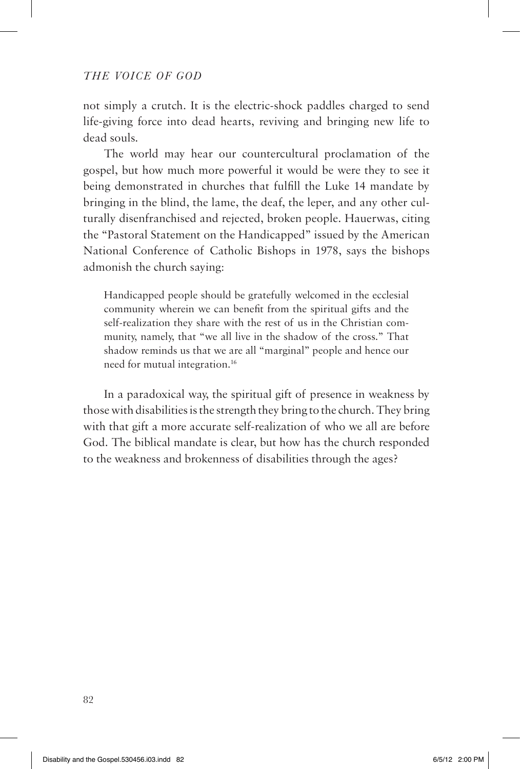not simply a crutch. It is the electric-shock paddles charged to send life-giving force into dead hearts, reviving and bringing new life to dead souls.

The world may hear our countercultural proclamation of the gospel, but how much more powerful it would be were they to see it being demonstrated in churches that fulfill the Luke 14 mandate by bringing in the blind, the lame, the deaf, the leper, and any other culturally disenfranchised and rejected, broken people. Hauerwas, citing the "Pastoral Statement on the Handicapped" issued by the American National Conference of Catholic Bishops in 1978, says the bishops admonish the church saying:

> Handicapped people should be gratefully welcomed in the ecclesial community wherein we can benefit from the spiritual gifts and the self-realization they share with the rest of us in the Christian community, namely, that "we all live in the shadow of the cross." That shadow reminds us that we are all "marginal" people and hence our need for mutual integration.[16]

In a paradoxical way, the spiritual gift of presence in weakness by those with disabilities is the strength they bring to the church. They bring with that gift a more accurate self-realization of who we all are before God. The biblical mandate is clear, but how has the church responded to the weakness and brokenness of disabilities through the ages?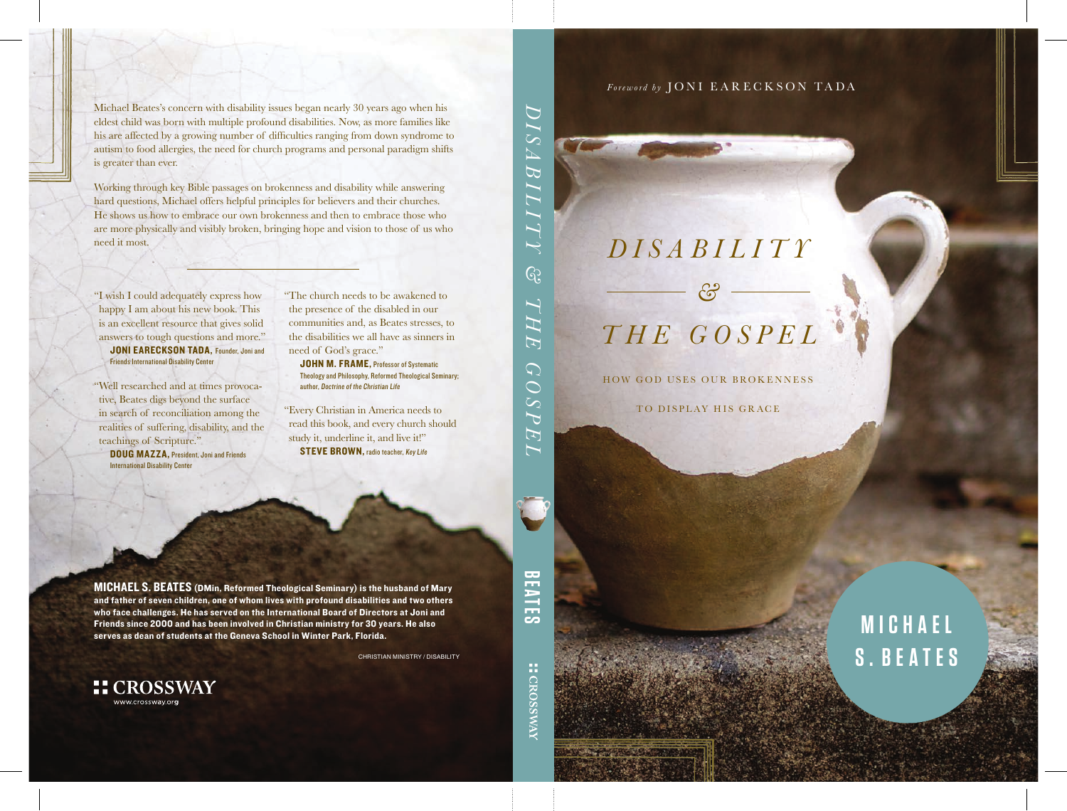Michael Beates's concern with disability issues began nearly 30 years ago when his eldest child was born with multiple profound disabilities. Now, as more families like his are affected by a growing number of difficulties ranging from down syndrome to autism to food allergies, the need for church programs and personal paradigm shifts is greater than ever.

Working through key Bible passages on brokenness and disability while answering hard questions, Michael offers helpful principles for believers and their churches. He shows us how to embrace our own brokenness and then to embrace those who are more physically and visibly broken, bringing hope and vision to those of us who need it most.

---

"I wish I could adequately express how happy I am about his new book. This is an excellent resource that gives solid answers to tough questions and more."
**JONI EARECKSON TADA,** Founder, Joni and Friends International Disability Center

"Well researched and at times provocative, Beates digs beyond the surface in search of reconciliation among the realities of suffering, disability, and the teachings of Scripture."
**DOUG MAZZA,** President, Joni and Friends International Disability Center

"The church needs to be awakened to the presence of the disabled in our communities and, as Beates stresses, to the disabilities we all have as sinners in need of God's grace."
**JOHN M. FRAME,** Professor of Systematic Theology and Philosophy, Reformed Theological Seminary; author, *Doctrine of the Christian Life*

"Every Christian in America needs to read this book, and every church should study it, underline it, and live it!"
**STEVE BROWN,** radio teacher, *Key Life*

**MICHAEL S. BEATES (DMin, Reformed Theological Seminary) is the husband of Mary and father of seven children, one of whom lives with profound disabilities and two others who face challenges. He has served on the International Board of Directors at Joni and Friends since 2000 and has been involved in Christian ministry for 30 years. He also serves as dean of students at the Geneva School in Winter Park, Florida.**

CHRISTIAN MINISTRY / DISABILITY

CROSSWAY
www.crossway.org

*DISABILITY & THE GOSPEL* BEATES CROSSWAY

*Foreword by* JONI EARECKSON TADA

# *DISABILITY & THE GOSPEL*

HOW GOD USES OUR BROKENNESS TO DISPLAY HIS GRACE

MICHAEL S. BEATES